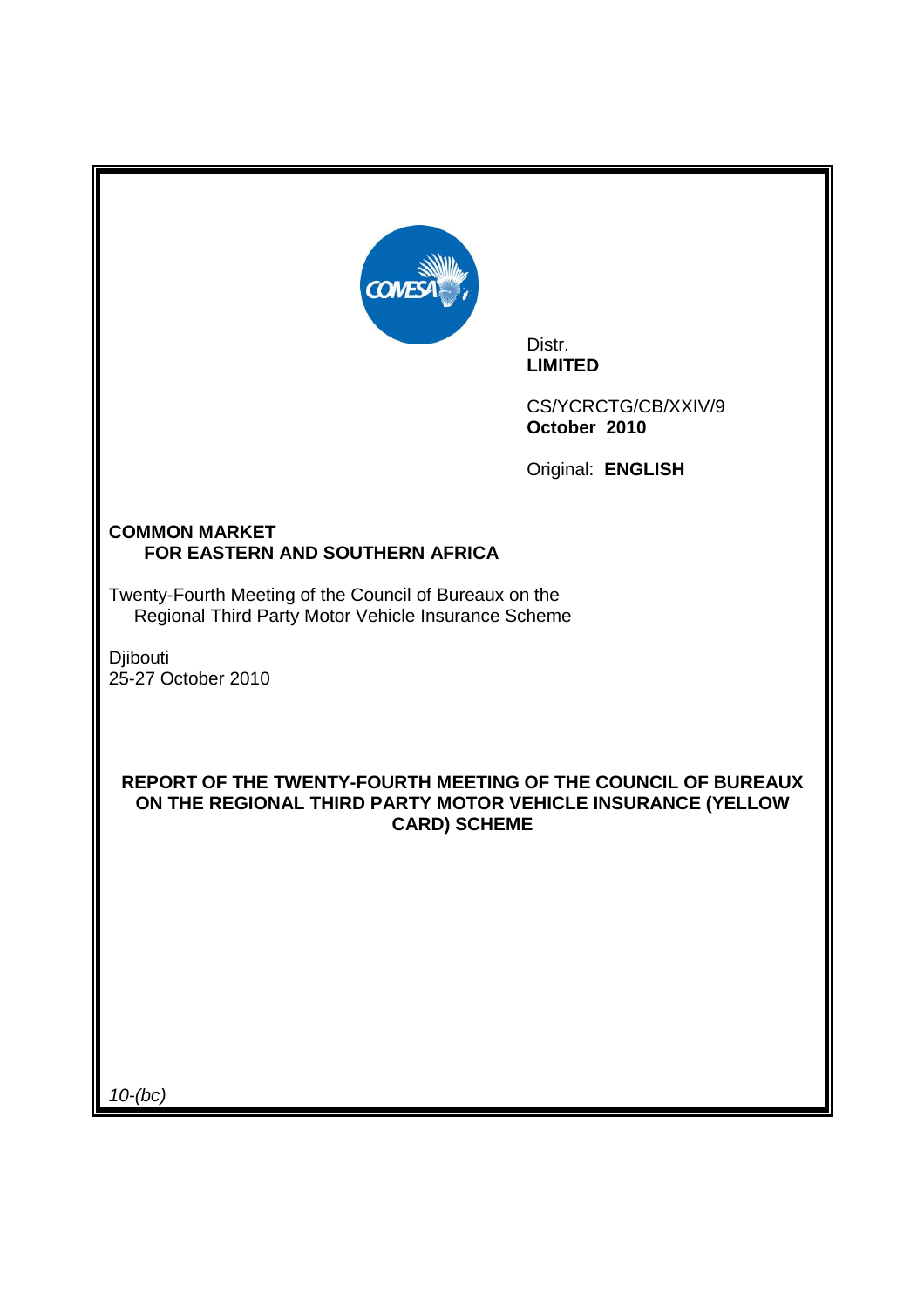Distr.
**LIMITED**

CS/YCRCTG/CB/XXIV/9
**October 2010**

Original: **ENGLISH**

**COMMON MARKET**
**FOR EASTERN AND SOUTHERN AFRICA**

Twenty-Fourth Meeting of the Council of Bureaux on the Regional Third Party Motor Vehicle Insurance Scheme

Djibouti
25-27 October 2010

# REPORT OF THE TWENTY-FOURTH MEETING OF THE COUNCIL OF BUREAUX ON THE REGIONAL THIRD PARTY MOTOR VEHICLE INSURANCE (YELLOW CARD) SCHEME

*10-(bc)*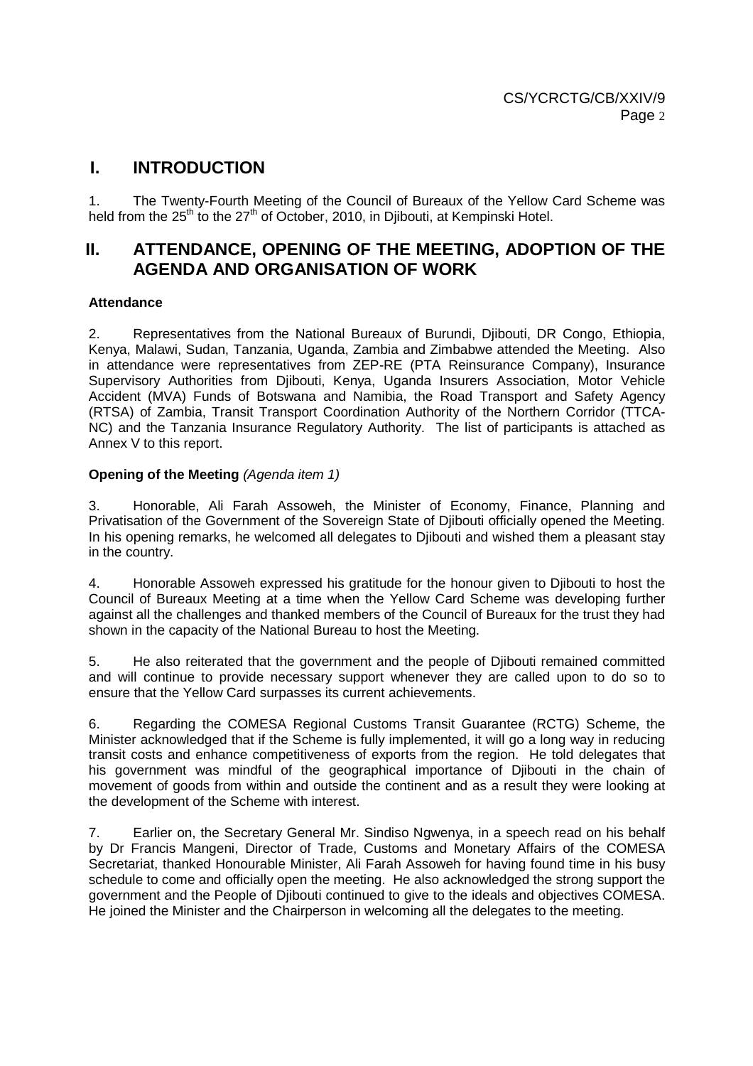# I. INTRODUCTION

1. The Twenty-Fourth Meeting of the Council of Bureaux of the Yellow Card Scheme was held from the 25th to the 27th of October, 2010, in Djibouti, at Kempinski Hotel.

# II. ATTENDANCE, OPENING OF THE MEETING, ADOPTION OF THE AGENDA AND ORGANISATION OF WORK

**Attendance**

2. Representatives from the National Bureaux of Burundi, Djibouti, DR Congo, Ethiopia, Kenya, Malawi, Sudan, Tanzania, Uganda, Zambia and Zimbabwe attended the Meeting. Also in attendance were representatives from ZEP-RE (PTA Reinsurance Company), Insurance Supervisory Authorities from Djibouti, Kenya, Uganda Insurers Association, Motor Vehicle Accident (MVA) Funds of Botswana and Namibia, the Road Transport and Safety Agency (RTSA) of Zambia, Transit Transport Coordination Authority of the Northern Corridor (TTCA-NC) and the Tanzania Insurance Regulatory Authority. The list of participants is attached as Annex V to this report.

**Opening of the Meeting** *(Agenda item 1)*

3. Honorable, Ali Farah Assoweh, the Minister of Economy, Finance, Planning and Privatisation of the Government of the Sovereign State of Djibouti officially opened the Meeting. In his opening remarks, he welcomed all delegates to Djibouti and wished them a pleasant stay in the country.

4. Honorable Assoweh expressed his gratitude for the honour given to Djibouti to host the Council of Bureaux Meeting at a time when the Yellow Card Scheme was developing further against all the challenges and thanked members of the Council of Bureaux for the trust they had shown in the capacity of the National Bureau to host the Meeting.

5. He also reiterated that the government and the people of Djibouti remained committed and will continue to provide necessary support whenever they are called upon to do so to ensure that the Yellow Card surpasses its current achievements.

6. Regarding the COMESA Regional Customs Transit Guarantee (RCTG) Scheme, the Minister acknowledged that if the Scheme is fully implemented, it will go a long way in reducing transit costs and enhance competitiveness of exports from the region. He told delegates that his government was mindful of the geographical importance of Djibouti in the chain of movement of goods from within and outside the continent and as a result they were looking at the development of the Scheme with interest.

7. Earlier on, the Secretary General Mr. Sindiso Ngwenya, in a speech read on his behalf by Dr Francis Mangeni, Director of Trade, Customs and Monetary Affairs of the COMESA Secretariat, thanked Honourable Minister, Ali Farah Assoweh for having found time in his busy schedule to come and officially open the meeting. He also acknowledged the strong support the government and the People of Djibouti continued to give to the ideals and objectives COMESA. He joined the Minister and the Chairperson in welcoming all the delegates to the meeting.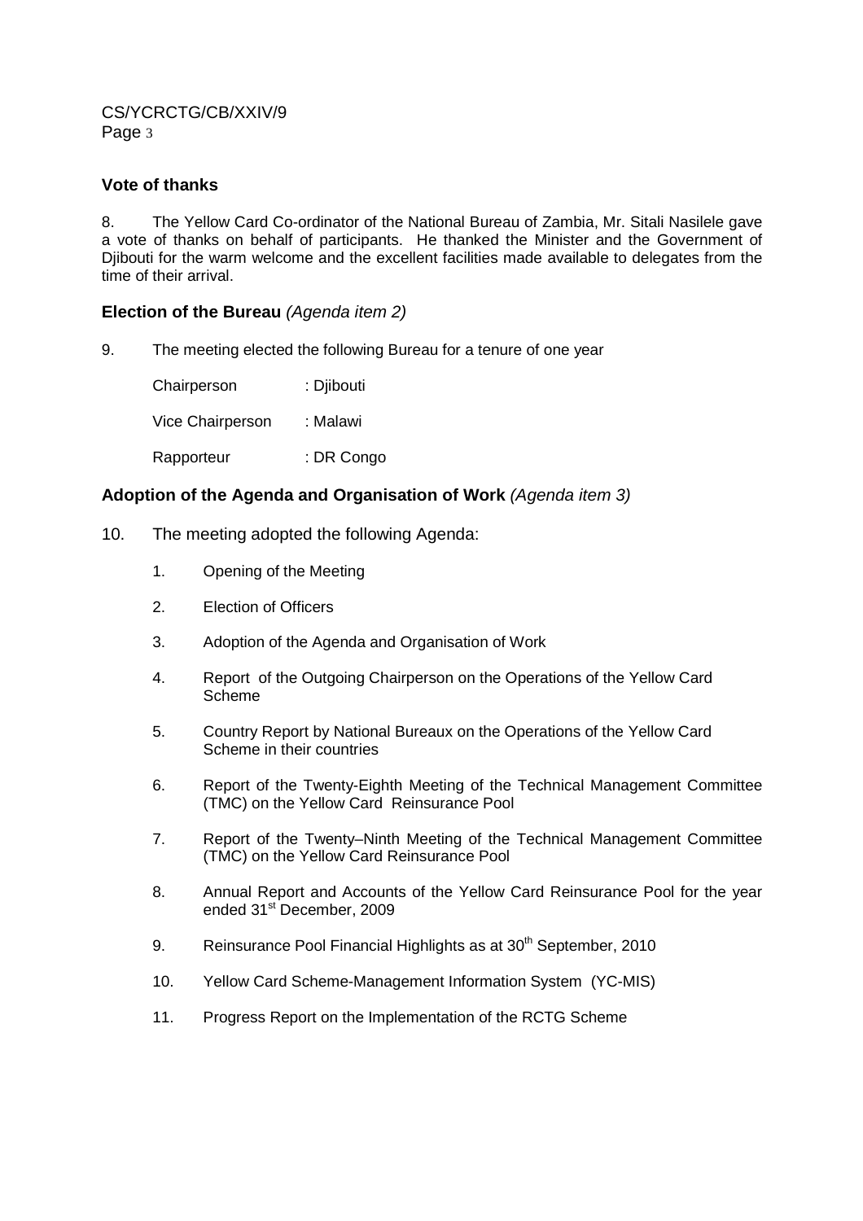**Vote of thanks**

8. The Yellow Card Co-ordinator of the National Bureau of Zambia, Mr. Sitali Nasilele gave a vote of thanks on behalf of participants. He thanked the Minister and the Government of Djibouti for the warm welcome and the excellent facilities made available to delegates from the time of their arrival.

**Election of the Bureau** *(Agenda item 2)*

9. The meeting elected the following Bureau for a tenure of one year

| | |
|---|---|
| Chairperson | : Djibouti |
| Vice Chairperson | : Malawi |
| Rapporteur | : DR Congo |

**Adoption of the Agenda and Organisation of Work** *(Agenda item 3)*

10. The meeting adopted the following Agenda:

1. Opening of the Meeting
2. Election of Officers
3. Adoption of the Agenda and Organisation of Work
4. Report of the Outgoing Chairperson on the Operations of the Yellow Card Scheme
5. Country Report by National Bureaux on the Operations of the Yellow Card Scheme in their countries
6. Report of the Twenty-Eighth Meeting of the Technical Management Committee (TMC) on the Yellow Card Reinsurance Pool
7. Report of the Twenty–Ninth Meeting of the Technical Management Committee (TMC) on the Yellow Card Reinsurance Pool
8. Annual Report and Accounts of the Yellow Card Reinsurance Pool for the year ended 31st December, 2009
9. Reinsurance Pool Financial Highlights as at 30th September, 2010
10. Yellow Card Scheme-Management Information System (YC-MIS)
11. Progress Report on the Implementation of the RCTG Scheme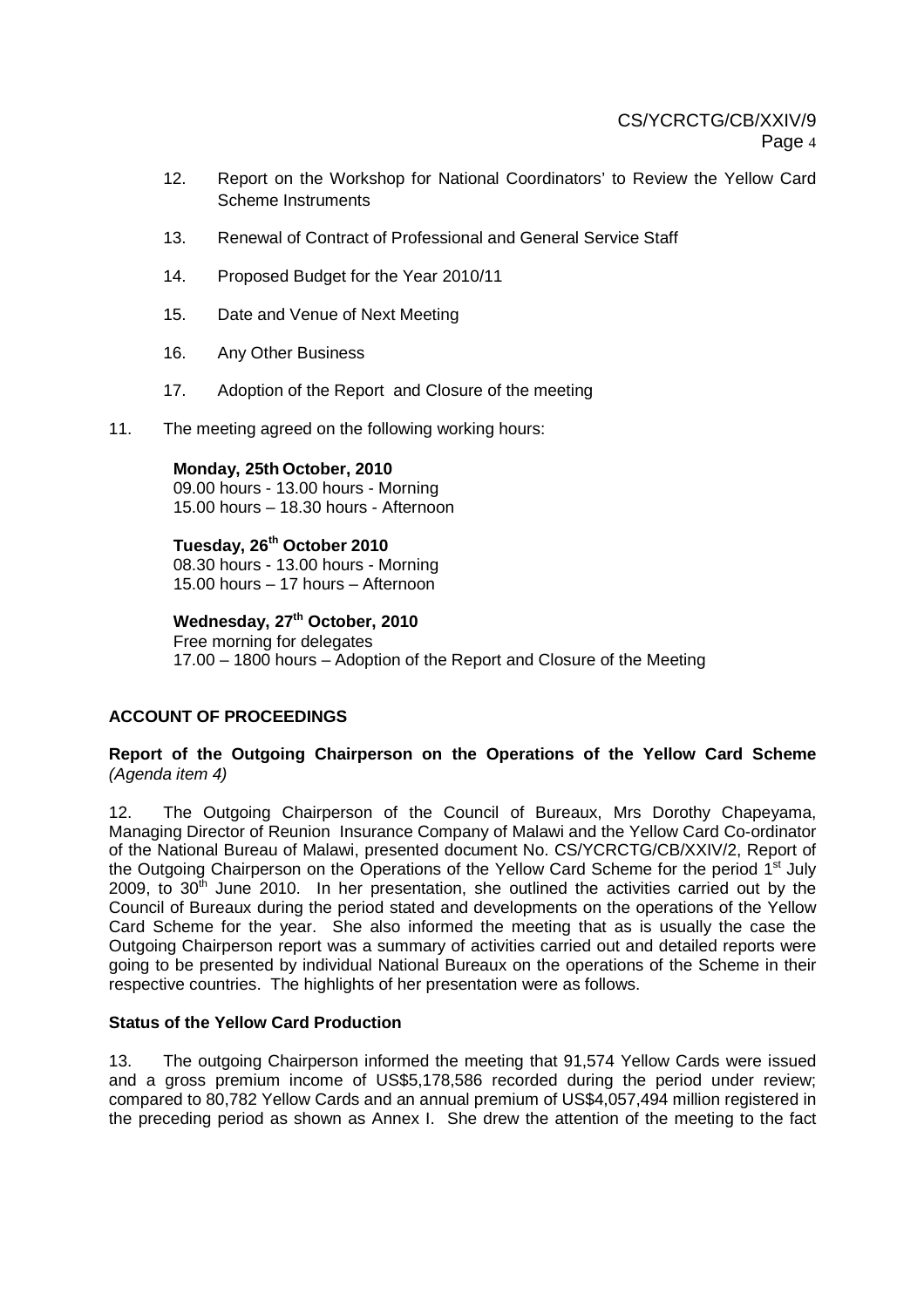12. Report on the Workshop for National Coordinators' to Review the Yellow Card Scheme Instruments

13. Renewal of Contract of Professional and General Service Staff

14. Proposed Budget for the Year 2010/11

15. Date and Venue of Next Meeting

16. Any Other Business

17. Adoption of the Report and Closure of the meeting

11. The meeting agreed on the following working hours:

**Monday, 25th October, 2010**
09.00 hours - 13.00 hours - Morning
15.00 hours – 18.30 hours - Afternoon

**Tuesday, 26th October 2010**
08.30 hours - 13.00 hours - Morning
15.00 hours – 17 hours – Afternoon

**Wednesday, 27th October, 2010**
Free morning for delegates
17.00 – 1800 hours – Adoption of the Report and Closure of the Meeting

## ACCOUNT OF PROCEEDINGS

**Report of the Outgoing Chairperson on the Operations of the Yellow Card Scheme** *(Agenda item 4)*

12. The Outgoing Chairperson of the Council of Bureaux, Mrs Dorothy Chapeyama, Managing Director of Reunion Insurance Company of Malawi and the Yellow Card Co-ordinator of the National Bureau of Malawi, presented document No. CS/YCRCTG/CB/XXIV/2, Report of the Outgoing Chairperson on the Operations of the Yellow Card Scheme for the period 1st July 2009, to 30th June 2010. In her presentation, she outlined the activities carried out by the Council of Bureaux during the period stated and developments on the operations of the Yellow Card Scheme for the year. She also informed the meeting that as is usually the case the Outgoing Chairperson report was a summary of activities carried out and detailed reports were going to be presented by individual National Bureaux on the operations of the Scheme in their respective countries. The highlights of her presentation were as follows.

**Status of the Yellow Card Production**

13. The outgoing Chairperson informed the meeting that 91,574 Yellow Cards were issued and a gross premium income of US$5,178,586 recorded during the period under review; compared to 80,782 Yellow Cards and an annual premium of US$4,057,494 million registered in the preceding period as shown as Annex I. She drew the attention of the meeting to the fact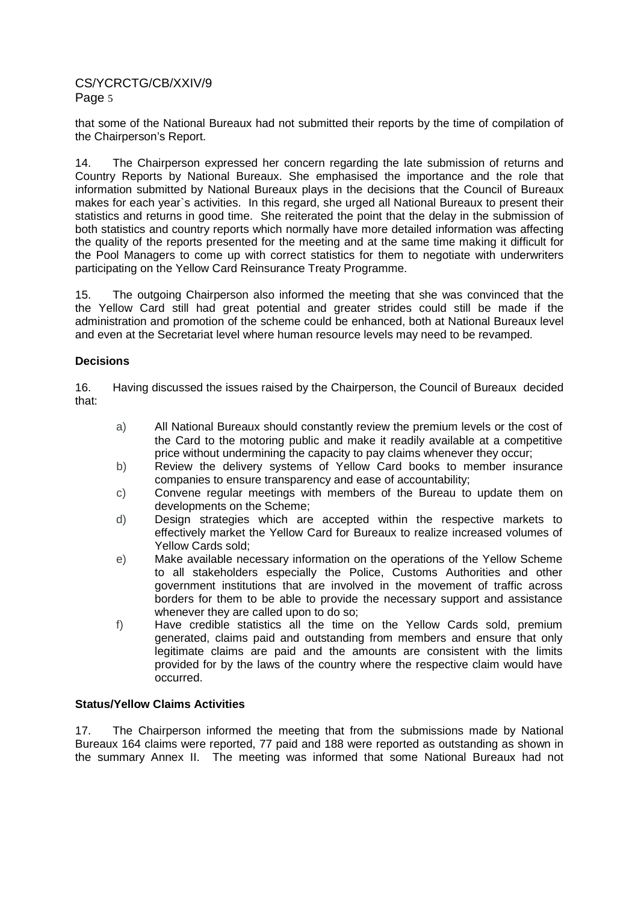that some of the National Bureaux had not submitted their reports by the time of compilation of the Chairperson's Report.

14. The Chairperson expressed her concern regarding the late submission of returns and Country Reports by National Bureaux. She emphasised the importance and the role that information submitted by National Bureaux plays in the decisions that the Council of Bureaux makes for each year`s activities. In this regard, she urged all National Bureaux to present their statistics and returns in good time. She reiterated the point that the delay in the submission of both statistics and country reports which normally have more detailed information was affecting the quality of the reports presented for the meeting and at the same time making it difficult for the Pool Managers to come up with correct statistics for them to negotiate with underwriters participating on the Yellow Card Reinsurance Treaty Programme.

15. The outgoing Chairperson also informed the meeting that she was convinced that the the Yellow Card still had great potential and greater strides could still be made if the administration and promotion of the scheme could be enhanced, both at National Bureaux level and even at the Secretariat level where human resource levels may need to be revamped.

**Decisions**

16. Having discussed the issues raised by the Chairperson, the Council of Bureaux decided that:

a) All National Bureaux should constantly review the premium levels or the cost of the Card to the motoring public and make it readily available at a competitive price without undermining the capacity to pay claims whenever they occur;
b) Review the delivery systems of Yellow Card books to member insurance companies to ensure transparency and ease of accountability;
c) Convene regular meetings with members of the Bureau to update them on developments on the Scheme;
d) Design strategies which are accepted within the respective markets to effectively market the Yellow Card for Bureaux to realize increased volumes of Yellow Cards sold;
e) Make available necessary information on the operations of the Yellow Scheme to all stakeholders especially the Police, Customs Authorities and other government institutions that are involved in the movement of traffic across borders for them to be able to provide the necessary support and assistance whenever they are called upon to do so;
f) Have credible statistics all the time on the Yellow Cards sold, premium generated, claims paid and outstanding from members and ensure that only legitimate claims are paid and the amounts are consistent with the limits provided for by the laws of the country where the respective claim would have occurred.

**Status/Yellow Claims Activities**

17. The Chairperson informed the meeting that from the submissions made by National Bureaux 164 claims were reported, 77 paid and 188 were reported as outstanding as shown in the summary Annex II. The meeting was informed that some National Bureaux had not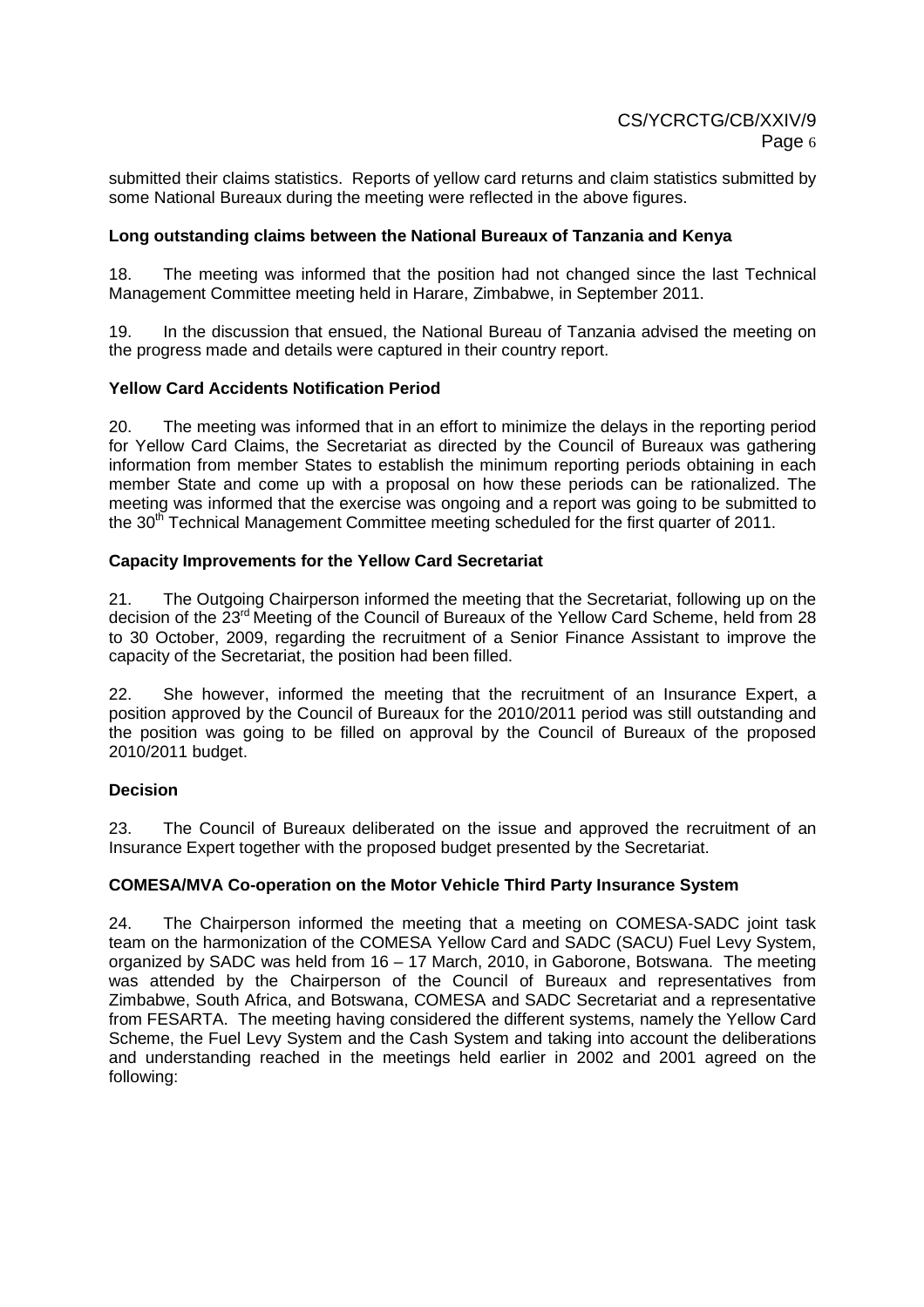submitted their claims statistics. Reports of yellow card returns and claim statistics submitted by some National Bureaux during the meeting were reflected in the above figures.

**Long outstanding claims between the National Bureaux of Tanzania and Kenya**

18. The meeting was informed that the position had not changed since the last Technical Management Committee meeting held in Harare, Zimbabwe, in September 2011.

19. In the discussion that ensued, the National Bureau of Tanzania advised the meeting on the progress made and details were captured in their country report.

**Yellow Card Accidents Notification Period**

20. The meeting was informed that in an effort to minimize the delays in the reporting period for Yellow Card Claims, the Secretariat as directed by the Council of Bureaux was gathering information from member States to establish the minimum reporting periods obtaining in each member State and come up with a proposal on how these periods can be rationalized. The meeting was informed that the exercise was ongoing and a report was going to be submitted to the 30th Technical Management Committee meeting scheduled for the first quarter of 2011.

**Capacity Improvements for the Yellow Card Secretariat**

21. The Outgoing Chairperson informed the meeting that the Secretariat, following up on the decision of the 23rd Meeting of the Council of Bureaux of the Yellow Card Scheme, held from 28 to 30 October, 2009, regarding the recruitment of a Senior Finance Assistant to improve the capacity of the Secretariat, the position had been filled.

22. She however, informed the meeting that the recruitment of an Insurance Expert, a position approved by the Council of Bureaux for the 2010/2011 period was still outstanding and the position was going to be filled on approval by the Council of Bureaux of the proposed 2010/2011 budget.

**Decision**

23. The Council of Bureaux deliberated on the issue and approved the recruitment of an Insurance Expert together with the proposed budget presented by the Secretariat.

**COMESA/MVA Co-operation on the Motor Vehicle Third Party Insurance System**

24. The Chairperson informed the meeting that a meeting on COMESA-SADC joint task team on the harmonization of the COMESA Yellow Card and SADC (SACU) Fuel Levy System, organized by SADC was held from 16 – 17 March, 2010, in Gaborone, Botswana. The meeting was attended by the Chairperson of the Council of Bureaux and representatives from Zimbabwe, South Africa, and Botswana, COMESA and SADC Secretariat and a representative from FESARTA. The meeting having considered the different systems, namely the Yellow Card Scheme, the Fuel Levy System and the Cash System and taking into account the deliberations and understanding reached in the meetings held earlier in 2002 and 2001 agreed on the following: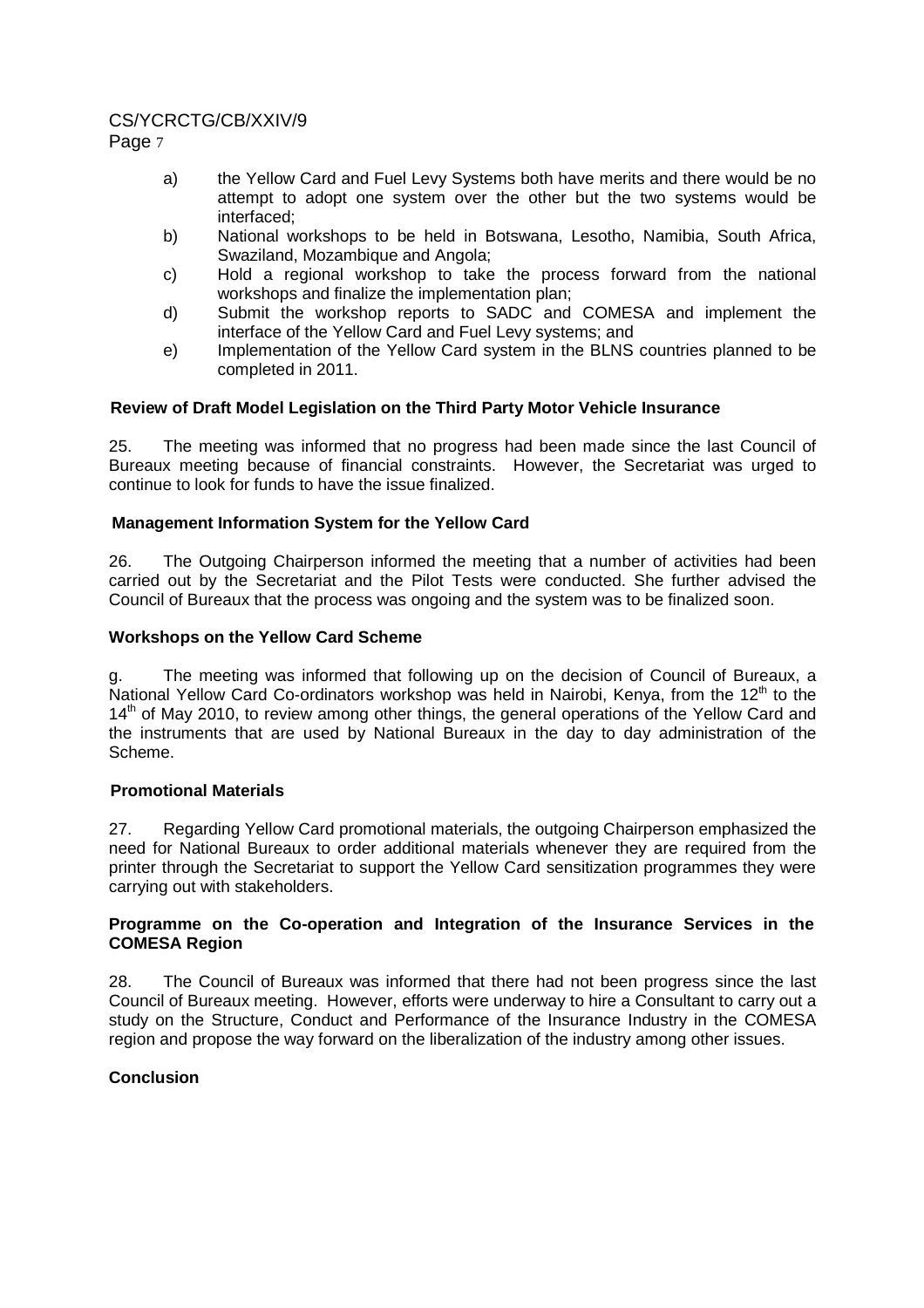a) the Yellow Card and Fuel Levy Systems both have merits and there would be no attempt to adopt one system over the other but the two systems would be interfaced;
b) National workshops to be held in Botswana, Lesotho, Namibia, South Africa, Swaziland, Mozambique and Angola;
c) Hold a regional workshop to take the process forward from the national workshops and finalize the implementation plan;
d) Submit the workshop reports to SADC and COMESA and implement the interface of the Yellow Card and Fuel Levy systems; and
e) Implementation of the Yellow Card system in the BLNS countries planned to be completed in 2011.

**Review of Draft Model Legislation on the Third Party Motor Vehicle Insurance**

25. The meeting was informed that no progress had been made since the last Council of Bureaux meeting because of financial constraints. However, the Secretariat was urged to continue to look for funds to have the issue finalized.

**Management Information System for the Yellow Card**

26. The Outgoing Chairperson informed the meeting that a number of activities had been carried out by the Secretariat and the Pilot Tests were conducted. She further advised the Council of Bureaux that the process was ongoing and the system was to be finalized soon.

**Workshops on the Yellow Card Scheme**

g. The meeting was informed that following up on the decision of Council of Bureaux, a National Yellow Card Co-ordinators workshop was held in Nairobi, Kenya, from the 12th to the 14th of May 2010, to review among other things, the general operations of the Yellow Card and the instruments that are used by National Bureaux in the day to day administration of the Scheme.

**Promotional Materials**

27. Regarding Yellow Card promotional materials, the outgoing Chairperson emphasized the need for National Bureaux to order additional materials whenever they are required from the printer through the Secretariat to support the Yellow Card sensitization programmes they were carrying out with stakeholders.

**Programme on the Co-operation and Integration of the Insurance Services in the COMESA Region**

28. The Council of Bureaux was informed that there had not been progress since the last Council of Bureaux meeting. However, efforts were underway to hire a Consultant to carry out a study on the Structure, Conduct and Performance of the Insurance Industry in the COMESA region and propose the way forward on the liberalization of the industry among other issues.

**Conclusion**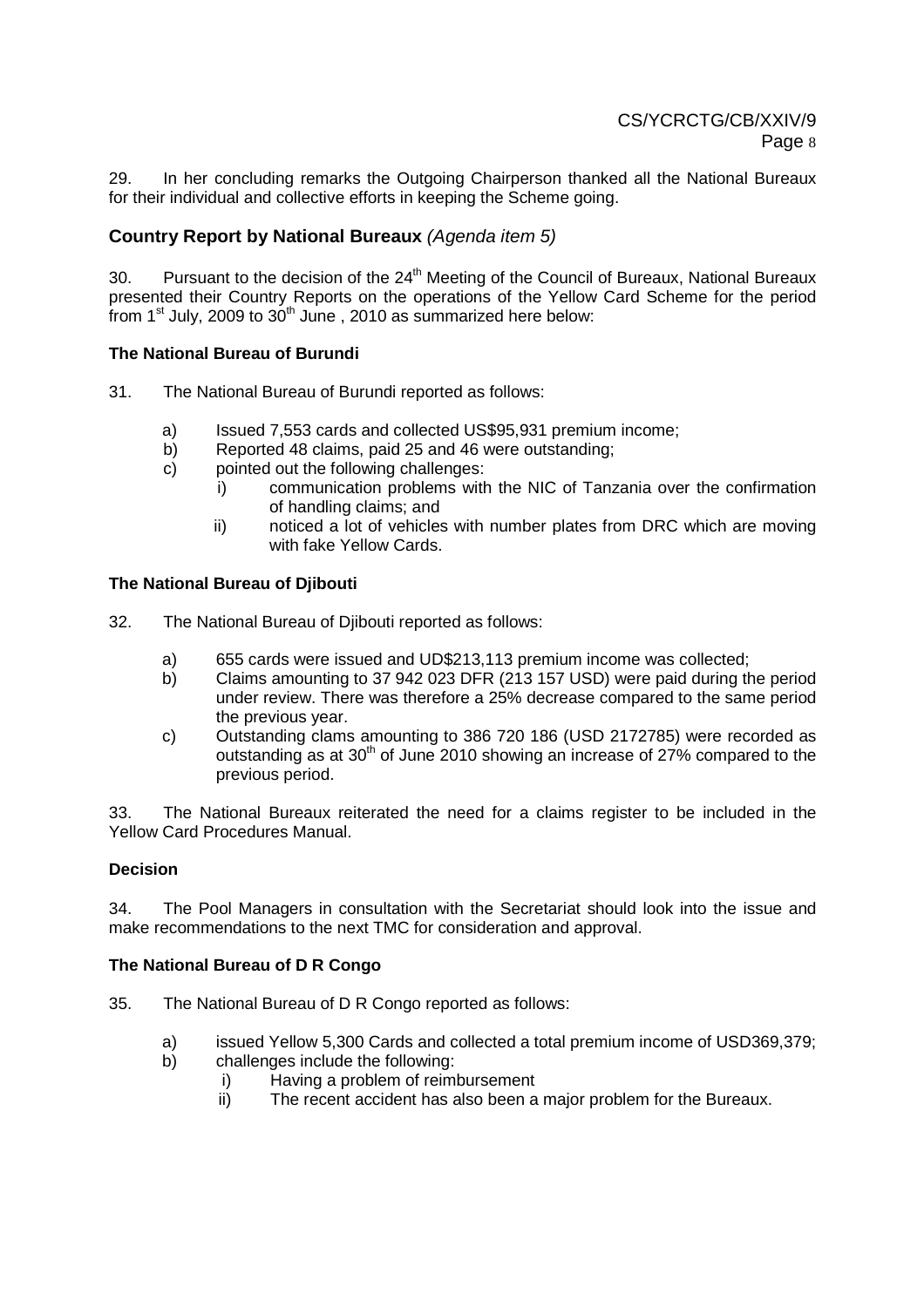29. In her concluding remarks the Outgoing Chairperson thanked all the National Bureaux for their individual and collective efforts in keeping the Scheme going.

## Country Report by National Bureaux *(Agenda item 5)*

30. Pursuant to the decision of the 24th Meeting of the Council of Bureaux, National Bureaux presented their Country Reports on the operations of the Yellow Card Scheme for the period from 1st July, 2009 to 30th June , 2010 as summarized here below:

### The National Bureau of Burundi

31. The National Bureau of Burundi reported as follows:

- a) Issued 7,553 cards and collected US$95,931 premium income;
- b) Reported 48 claims, paid 25 and 46 were outstanding;
- c) pointed out the following challenges:
  - i) communication problems with the NIC of Tanzania over the confirmation of handling claims; and
  - ii) noticed a lot of vehicles with number plates from DRC which are moving with fake Yellow Cards.

### The National Bureau of Djibouti

32. The National Bureau of Djibouti reported as follows:

- a) 655 cards were issued and UD$213,113 premium income was collected;
- b) Claims amounting to 37 942 023 DFR (213 157 USD) were paid during the period under review. There was therefore a 25% decrease compared to the same period the previous year.
- c) Outstanding clams amounting to 386 720 186 (USD 2172785) were recorded as outstanding as at 30th of June 2010 showing an increase of 27% compared to the previous period.

33. The National Bureaux reiterated the need for a claims register to be included in the Yellow Card Procedures Manual.

### Decision

34. The Pool Managers in consultation with the Secretariat should look into the issue and make recommendations to the next TMC for consideration and approval.

### The National Bureau of D R Congo

35. The National Bureau of D R Congo reported as follows:

- a) issued Yellow 5,300 Cards and collected a total premium income of USD369,379;
- b) challenges include the following:
  - i) Having a problem of reimbursement
  - ii) The recent accident has also been a major problem for the Bureaux.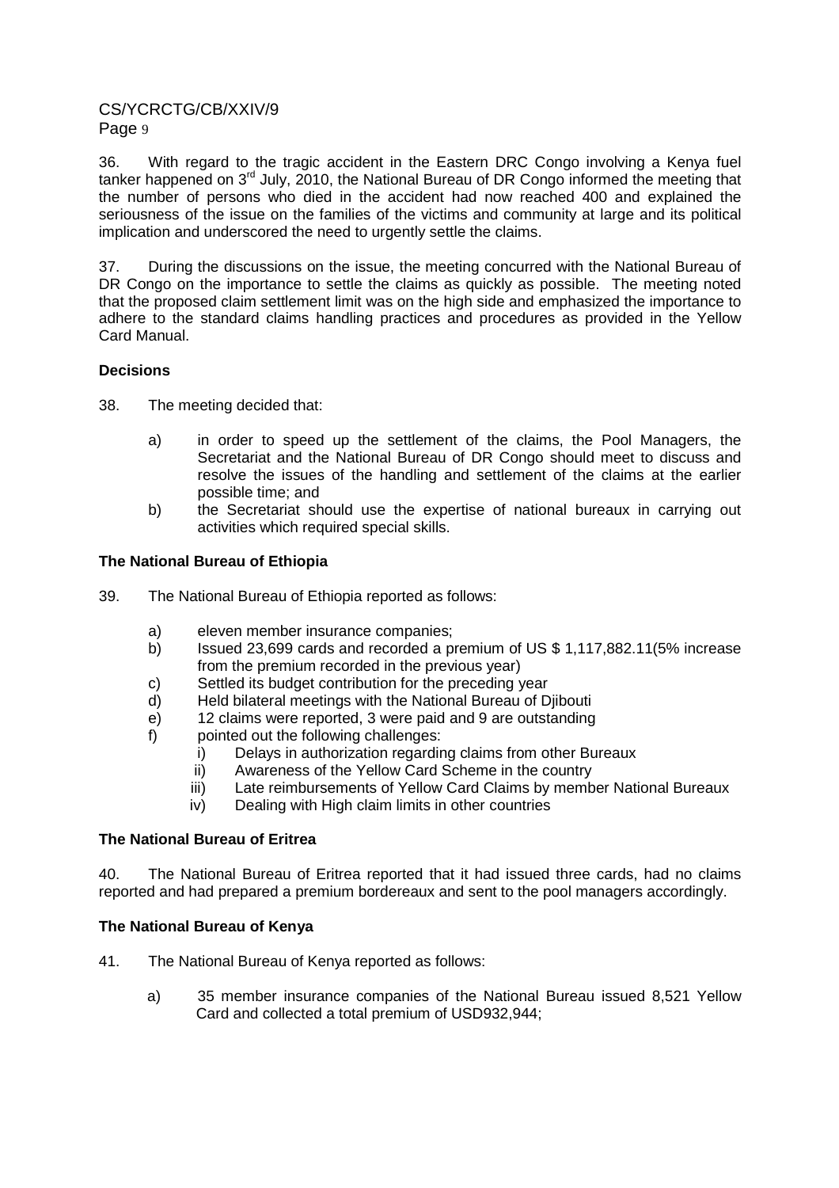36. With regard to the tragic accident in the Eastern DRC Congo involving a Kenya fuel tanker happened on 3rd July, 2010, the National Bureau of DR Congo informed the meeting that the number of persons who died in the accident had now reached 400 and explained the seriousness of the issue on the families of the victims and community at large and its political implication and underscored the need to urgently settle the claims.

37. During the discussions on the issue, the meeting concurred with the National Bureau of DR Congo on the importance to settle the claims as quickly as possible. The meeting noted that the proposed claim settlement limit was on the high side and emphasized the importance to adhere to the standard claims handling practices and procedures as provided in the Yellow Card Manual.

**Decisions**

38. The meeting decided that:

a) in order to speed up the settlement of the claims, the Pool Managers, the Secretariat and the National Bureau of DR Congo should meet to discuss and resolve the issues of the handling and settlement of the claims at the earlier possible time; and

b) the Secretariat should use the expertise of national bureaux in carrying out activities which required special skills.

**The National Bureau of Ethiopia**

39. The National Bureau of Ethiopia reported as follows:

a) eleven member insurance companies;
b) Issued 23,699 cards and recorded a premium of US $ 1,117,882.11(5% increase from the premium recorded in the previous year)
c) Settled its budget contribution for the preceding year
d) Held bilateral meetings with the National Bureau of Djibouti
e) 12 claims were reported, 3 were paid and 9 are outstanding
f) pointed out the following challenges:
   i) Delays in authorization regarding claims from other Bureaux
   ii) Awareness of the Yellow Card Scheme in the country
   iii) Late reimbursements of Yellow Card Claims by member National Bureaux
   iv) Dealing with High claim limits in other countries

**The National Bureau of Eritrea**

40. The National Bureau of Eritrea reported that it had issued three cards, had no claims reported and had prepared a premium bordereaux and sent to the pool managers accordingly.

**The National Bureau of Kenya**

41. The National Bureau of Kenya reported as follows:

a) 35 member insurance companies of the National Bureau issued 8,521 Yellow Card and collected a total premium of USD932,944;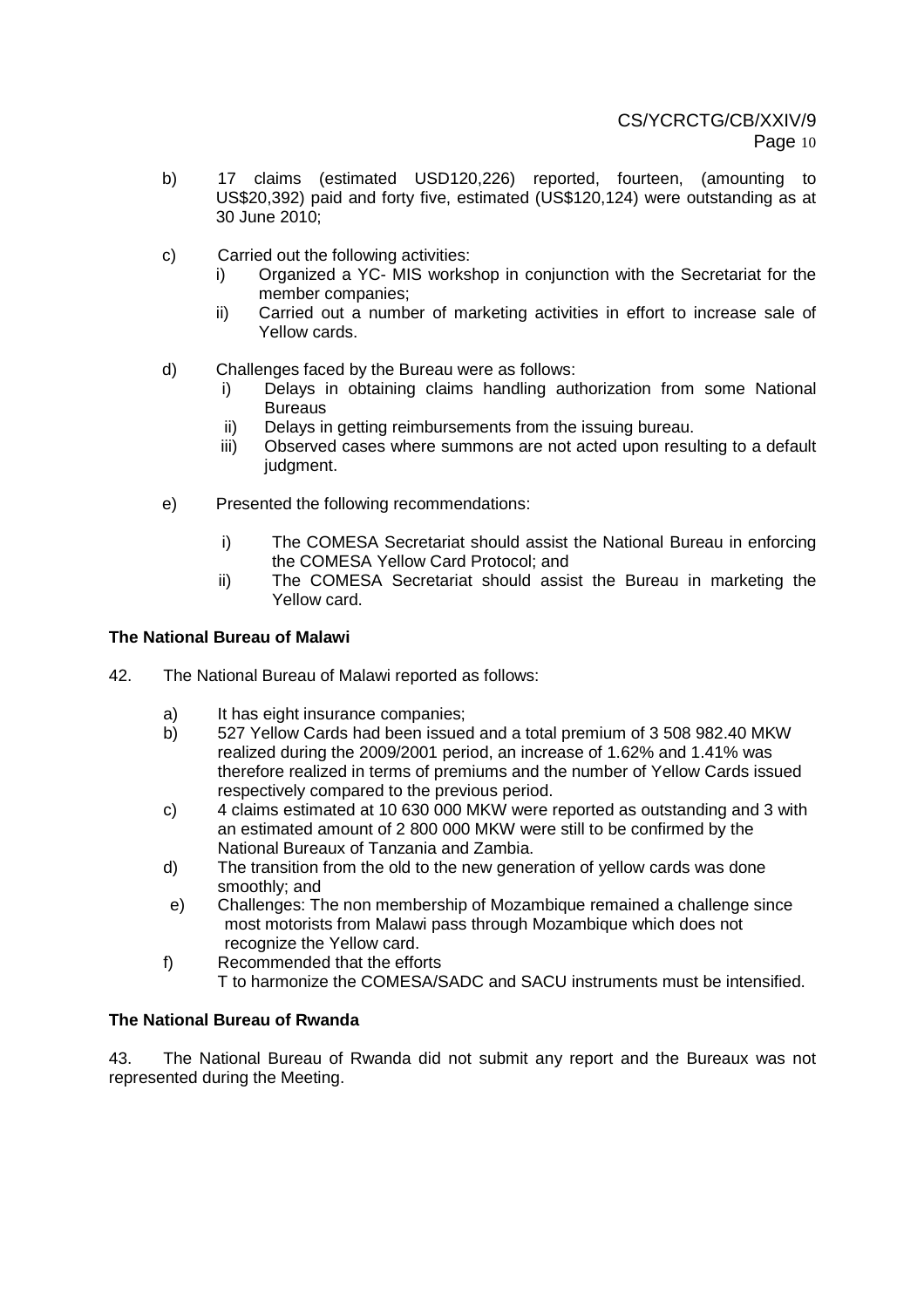b) 17 claims (estimated USD120,226) reported, fourteen, (amounting to US$20,392) paid and forty five, estimated (US$120,124) were outstanding as at 30 June 2010;

c) Carried out the following activities:
   i) Organized a YC- MIS workshop in conjunction with the Secretariat for the member companies;
   ii) Carried out a number of marketing activities in effort to increase sale of Yellow cards.

d) Challenges faced by the Bureau were as follows:
   i) Delays in obtaining claims handling authorization from some National Bureaus
   ii) Delays in getting reimbursements from the issuing bureau.
   iii) Observed cases where summons are not acted upon resulting to a default judgment.

e) Presented the following recommendations:

   i) The COMESA Secretariat should assist the National Bureau in enforcing the COMESA Yellow Card Protocol; and
   ii) The COMESA Secretariat should assist the Bureau in marketing the Yellow card.

**The National Bureau of Malawi**

42. The National Bureau of Malawi reported as follows:

a) It has eight insurance companies;
b) 527 Yellow Cards had been issued and a total premium of 3 508 982.40 MKW realized during the 2009/2001 period, an increase of 1.62% and 1.41% was therefore realized in terms of premiums and the number of Yellow Cards issued respectively compared to the previous period.
c) 4 claims estimated at 10 630 000 MKW were reported as outstanding and 3 with an estimated amount of 2 800 000 MKW were still to be confirmed by the National Bureaux of Tanzania and Zambia.
d) The transition from the old to the new generation of yellow cards was done smoothly; and
e) Challenges: The non membership of Mozambique remained a challenge since most motorists from Malawi pass through Mozambique which does not recognize the Yellow card.
f) Recommended that the efforts
   T to harmonize the COMESA/SADC and SACU instruments must be intensified.

**The National Bureau of Rwanda**

43. The National Bureau of Rwanda did not submit any report and the Bureaux was not represented during the Meeting.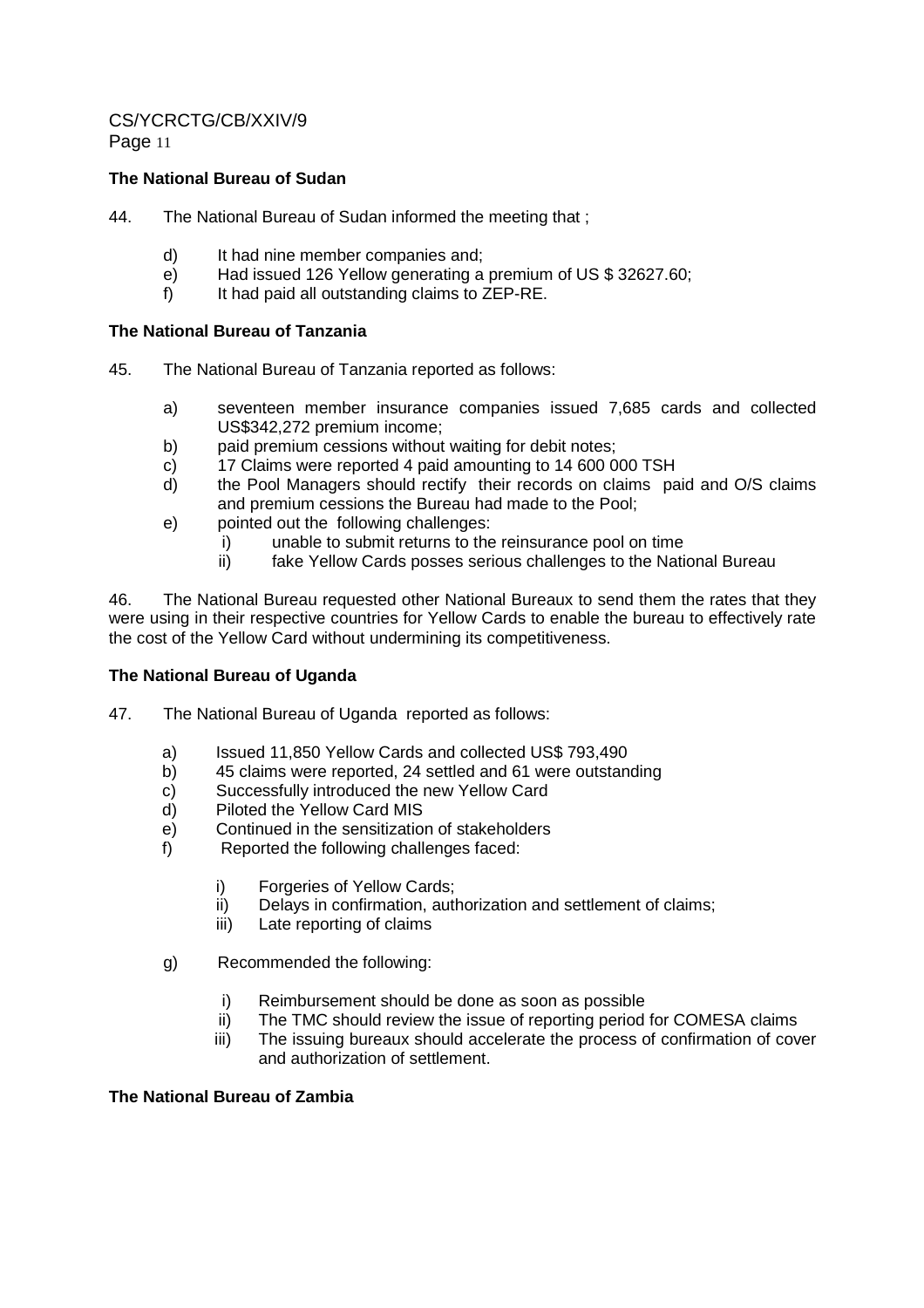**The National Bureau of Sudan**

44. The National Bureau of Sudan informed the meeting that ;

 d) It had nine member companies and;
 e) Had issued 126 Yellow generating a premium of US $ 32627.60;
 f) It had paid all outstanding claims to ZEP-RE.

**The National Bureau of Tanzania**

45. The National Bureau of Tanzania reported as follows:

 a) seventeen member insurance companies issued 7,685 cards and collected US$342,272 premium income;
 b) paid premium cessions without waiting for debit notes;
 c) 17 Claims were reported 4 paid amounting to 14 600 000 TSH
 d) the Pool Managers should rectify their records on claims paid and O/S claims and premium cessions the Bureau had made to the Pool;
 e) pointed out the following challenges:
 i) unable to submit returns to the reinsurance pool on time
 ii) fake Yellow Cards posses serious challenges to the National Bureau

46. The National Bureau requested other National Bureaux to send them the rates that they were using in their respective countries for Yellow Cards to enable the bureau to effectively rate the cost of the Yellow Card without undermining its competitiveness.

**The National Bureau of Uganda**

47. The National Bureau of Uganda reported as follows:

 a) Issued 11,850 Yellow Cards and collected US$ 793,490
 b) 45 claims were reported, 24 settled and 61 were outstanding
 c) Successfully introduced the new Yellow Card
 d) Piloted the Yellow Card MIS
 e) Continued in the sensitization of stakeholders
 f) Reported the following challenges faced:

 i) Forgeries of Yellow Cards;
 ii) Delays in confirmation, authorization and settlement of claims;
 iii) Late reporting of claims

 g) Recommended the following:

 i) Reimbursement should be done as soon as possible
 ii) The TMC should review the issue of reporting period for COMESA claims
 iii) The issuing bureaux should accelerate the process of confirmation of cover and authorization of settlement.

**The National Bureau of Zambia**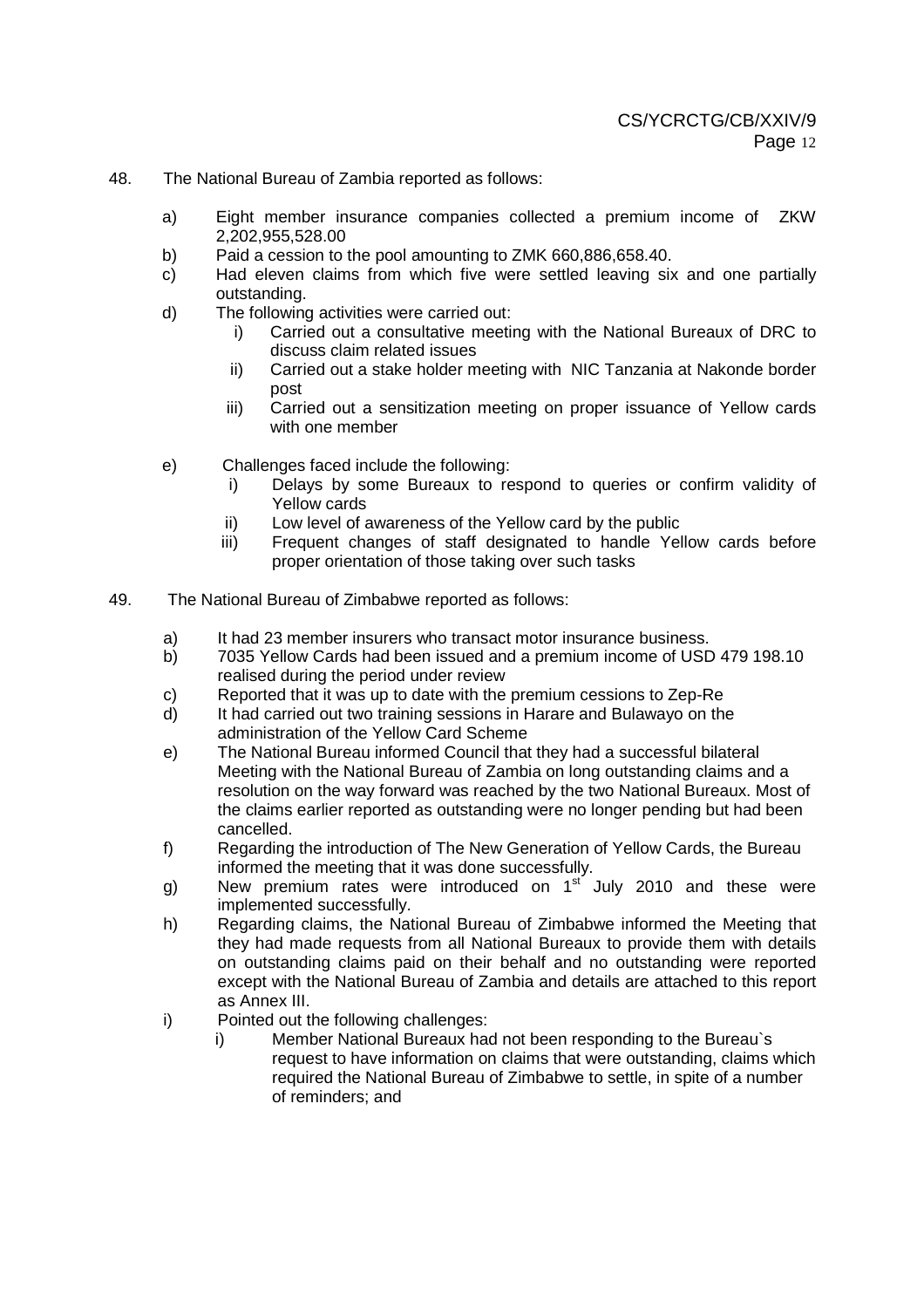48. The National Bureau of Zambia reported as follows:

   a) Eight member insurance companies collected a premium income of ZKW 2,202,955,528.00
   b) Paid a cession to the pool amounting to ZMK 660,886,658.40.
   c) Had eleven claims from which five were settled leaving six and one partially outstanding.
   d) The following activities were carried out:
      i) Carried out a consultative meeting with the National Bureaux of DRC to discuss claim related issues
      ii) Carried out a stake holder meeting with NIC Tanzania at Nakonde border post
      iii) Carried out a sensitization meeting on proper issuance of Yellow cards with one member

   e) Challenges faced include the following:
      i) Delays by some Bureaux to respond to queries or confirm validity of Yellow cards
      ii) Low level of awareness of the Yellow card by the public
      iii) Frequent changes of staff designated to handle Yellow cards before proper orientation of those taking over such tasks

49. The National Bureau of Zimbabwe reported as follows:

   a) It had 23 member insurers who transact motor insurance business.
   b) 7035 Yellow Cards had been issued and a premium income of USD 479 198.10 realised during the period under review
   c) Reported that it was up to date with the premium cessions to Zep-Re
   d) It had carried out two training sessions in Harare and Bulawayo on the administration of the Yellow Card Scheme
   e) The National Bureau informed Council that they had a successful bilateral Meeting with the National Bureau of Zambia on long outstanding claims and a resolution on the way forward was reached by the two National Bureaux. Most of the claims earlier reported as outstanding were no longer pending but had been cancelled.
   f) Regarding the introduction of The New Generation of Yellow Cards, the Bureau informed the meeting that it was done successfully.
   g) New premium rates were introduced on 1st July 2010 and these were implemented successfully.
   h) Regarding claims, the National Bureau of Zimbabwe informed the Meeting that they had made requests from all National Bureaux to provide them with details on outstanding claims paid on their behalf and no outstanding were reported except with the National Bureau of Zambia and details are attached to this report as Annex III.
   i) Pointed out the following challenges:
      i) Member National Bureaux had not been responding to the Bureau`s request to have information on claims that were outstanding, claims which required the National Bureau of Zimbabwe to settle, in spite of a number of reminders; and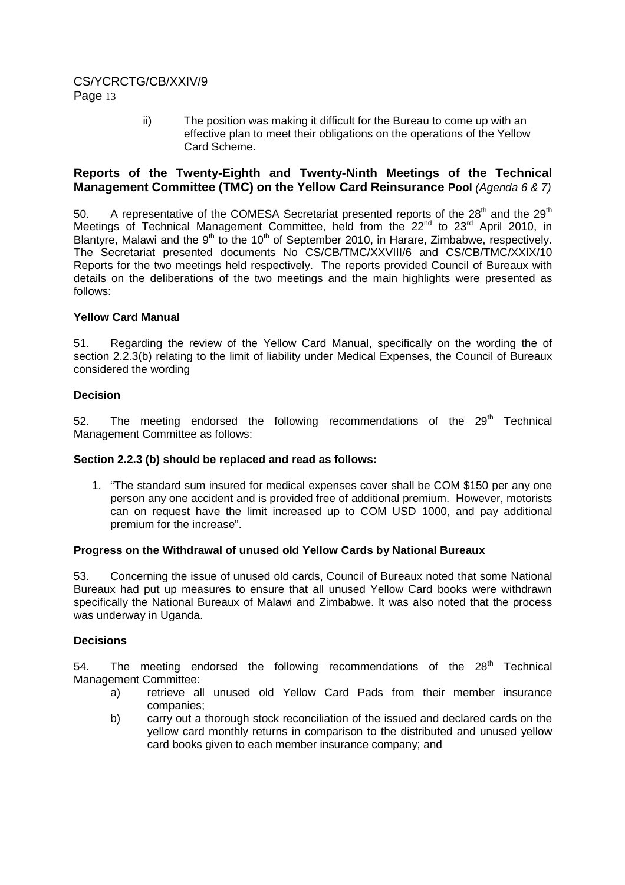ii) The position was making it difficult for the Bureau to come up with an effective plan to meet their obligations on the operations of the Yellow Card Scheme.

**Reports of the Twenty-Eighth and Twenty-Ninth Meetings of the Technical Management Committee (TMC) on the Yellow Card Reinsurance Pool** *(Agenda 6 & 7)*

50. A representative of the COMESA Secretariat presented reports of the 28th and the 29th Meetings of Technical Management Committee, held from the 22nd to 23rd April 2010, in Blantyre, Malawi and the 9th to the 10th of September 2010, in Harare, Zimbabwe, respectively. The Secretariat presented documents No CS/CB/TMC/XXVIII/6 and CS/CB/TMC/XXIX/10 Reports for the two meetings held respectively. The reports provided Council of Bureaux with details on the deliberations of the two meetings and the main highlights were presented as follows:

**Yellow Card Manual**

51. Regarding the review of the Yellow Card Manual, specifically on the wording the of section 2.2.3(b) relating to the limit of liability under Medical Expenses, the Council of Bureaux considered the wording

**Decision**

52. The meeting endorsed the following recommendations of the 29th Technical Management Committee as follows:

**Section 2.2.3 (b) should be replaced and read as follows:**

1. "The standard sum insured for medical expenses cover shall be COM $150 per any one person any one accident and is provided free of additional premium. However, motorists can on request have the limit increased up to COM USD 1000, and pay additional premium for the increase".

**Progress on the Withdrawal of unused old Yellow Cards by National Bureaux**

53. Concerning the issue of unused old cards, Council of Bureaux noted that some National Bureaux had put up measures to ensure that all unused Yellow Card books were withdrawn specifically the National Bureaux of Malawi and Zimbabwe. It was also noted that the process was underway in Uganda.

**Decisions**

54. The meeting endorsed the following recommendations of the 28th Technical Management Committee:

a) retrieve all unused old Yellow Card Pads from their member insurance companies;
b) carry out a thorough stock reconciliation of the issued and declared cards on the yellow card monthly returns in comparison to the distributed and unused yellow card books given to each member insurance company; and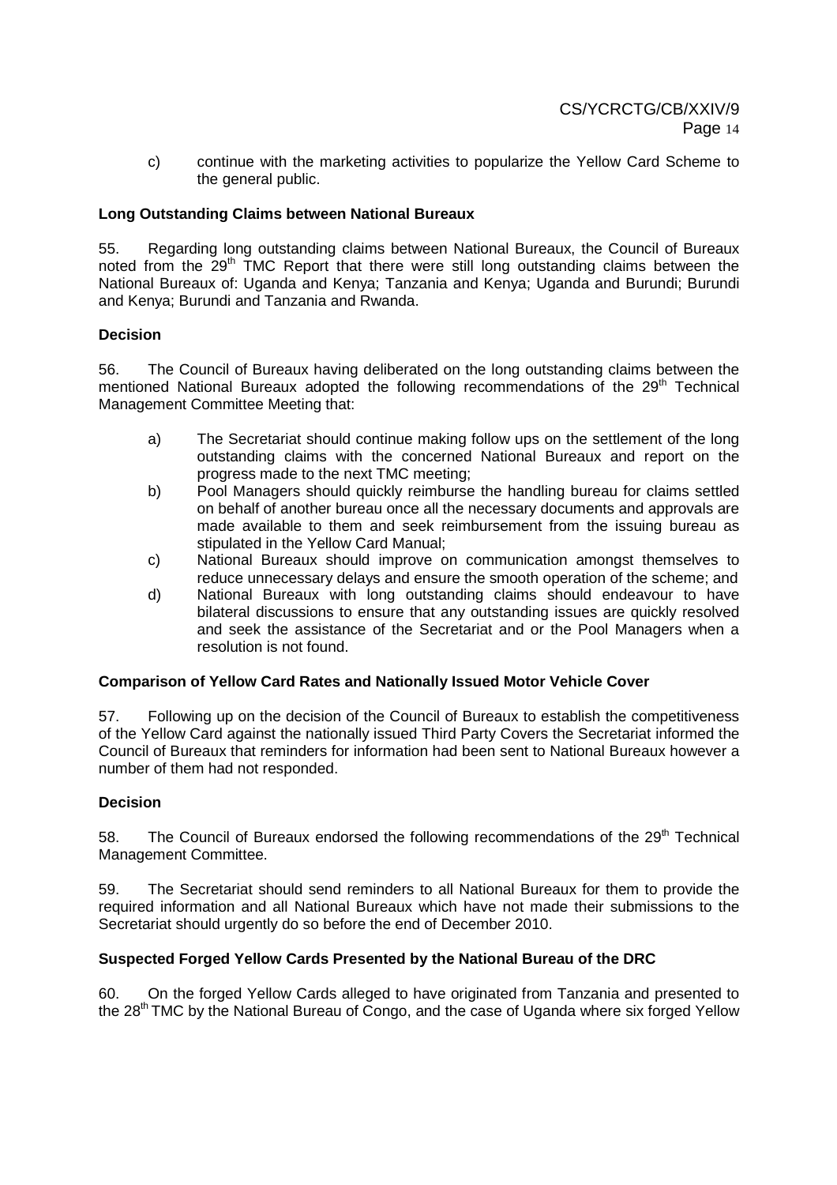c) continue with the marketing activities to popularize the Yellow Card Scheme to the general public.

**Long Outstanding Claims between National Bureaux**

55. Regarding long outstanding claims between National Bureaux, the Council of Bureaux noted from the 29th TMC Report that there were still long outstanding claims between the National Bureaux of: Uganda and Kenya; Tanzania and Kenya; Uganda and Burundi; Burundi and Kenya; Burundi and Tanzania and Rwanda.

**Decision**

56. The Council of Bureaux having deliberated on the long outstanding claims between the mentioned National Bureaux adopted the following recommendations of the 29th Technical Management Committee Meeting that:

a) The Secretariat should continue making follow ups on the settlement of the long outstanding claims with the concerned National Bureaux and report on the progress made to the next TMC meeting;
b) Pool Managers should quickly reimburse the handling bureau for claims settled on behalf of another bureau once all the necessary documents and approvals are made available to them and seek reimbursement from the issuing bureau as stipulated in the Yellow Card Manual;
c) National Bureaux should improve on communication amongst themselves to reduce unnecessary delays and ensure the smooth operation of the scheme; and
d) National Bureaux with long outstanding claims should endeavour to have bilateral discussions to ensure that any outstanding issues are quickly resolved and seek the assistance of the Secretariat and or the Pool Managers when a resolution is not found.

**Comparison of Yellow Card Rates and Nationally Issued Motor Vehicle Cover**

57. Following up on the decision of the Council of Bureaux to establish the competitiveness of the Yellow Card against the nationally issued Third Party Covers the Secretariat informed the Council of Bureaux that reminders for information had been sent to National Bureaux however a number of them had not responded.

**Decision**

58. The Council of Bureaux endorsed the following recommendations of the 29th Technical Management Committee.

59. The Secretariat should send reminders to all National Bureaux for them to provide the required information and all National Bureaux which have not made their submissions to the Secretariat should urgently do so before the end of December 2010.

**Suspected Forged Yellow Cards Presented by the National Bureau of the DRC**

60. On the forged Yellow Cards alleged to have originated from Tanzania and presented to the 28th TMC by the National Bureau of Congo, and the case of Uganda where six forged Yellow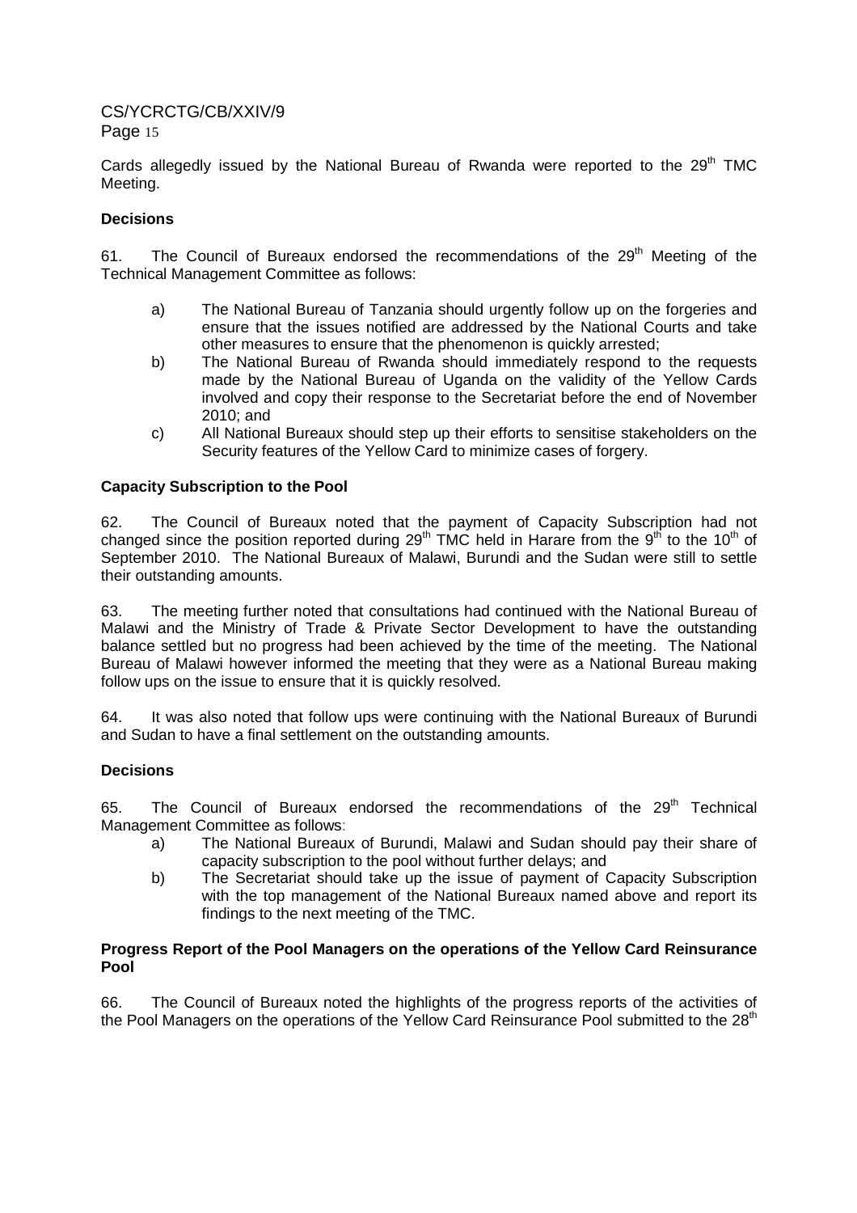Cards allegedly issued by the National Bureau of Rwanda were reported to the 29th TMC Meeting.

**Decisions**

61. The Council of Bureaux endorsed the recommendations of the 29th Meeting of the Technical Management Committee as follows:

a) The National Bureau of Tanzania should urgently follow up on the forgeries and ensure that the issues notified are addressed by the National Courts and take other measures to ensure that the phenomenon is quickly arrested;
b) The National Bureau of Rwanda should immediately respond to the requests made by the National Bureau of Uganda on the validity of the Yellow Cards involved and copy their response to the Secretariat before the end of November 2010; and
c) All National Bureaux should step up their efforts to sensitise stakeholders on the Security features of the Yellow Card to minimize cases of forgery.

**Capacity Subscription to the Pool**

62. The Council of Bureaux noted that the payment of Capacity Subscription had not changed since the position reported during 29th TMC held in Harare from the 9th to the 10th of September 2010. The National Bureaux of Malawi, Burundi and the Sudan were still to settle their outstanding amounts.

63. The meeting further noted that consultations had continued with the National Bureau of Malawi and the Ministry of Trade & Private Sector Development to have the outstanding balance settled but no progress had been achieved by the time of the meeting. The National Bureau of Malawi however informed the meeting that they were as a National Bureau making follow ups on the issue to ensure that it is quickly resolved.

64. It was also noted that follow ups were continuing with the National Bureaux of Burundi and Sudan to have a final settlement on the outstanding amounts.

**Decisions**

65. The Council of Bureaux endorsed the recommendations of the 29th Technical Management Committee as follows:

a) The National Bureaux of Burundi, Malawi and Sudan should pay their share of capacity subscription to the pool without further delays; and
b) The Secretariat should take up the issue of payment of Capacity Subscription with the top management of the National Bureaux named above and report its findings to the next meeting of the TMC.

**Progress Report of the Pool Managers on the operations of the Yellow Card Reinsurance Pool**

66. The Council of Bureaux noted the highlights of the progress reports of the activities of the Pool Managers on the operations of the Yellow Card Reinsurance Pool submitted to the 28th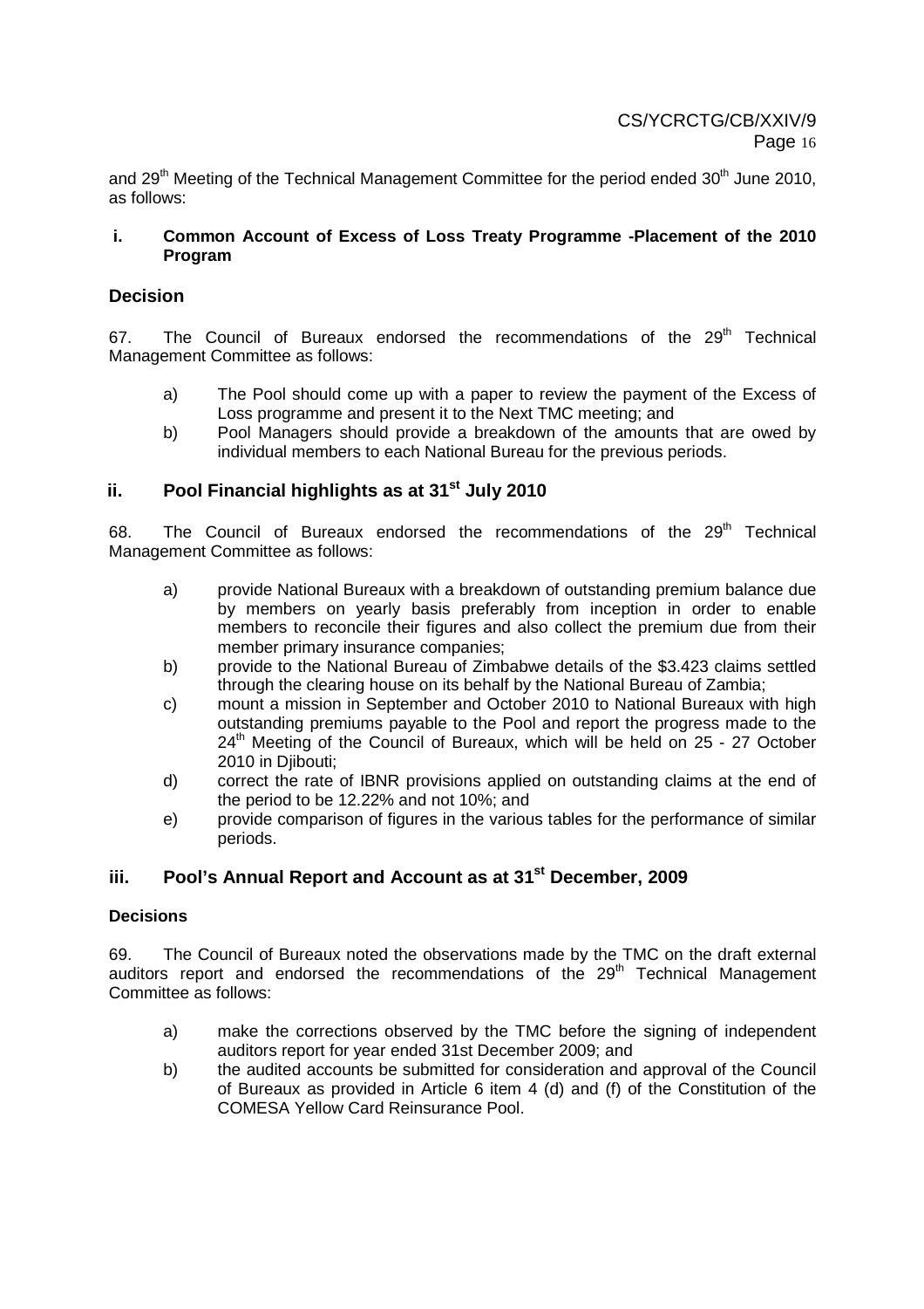and 29th Meeting of the Technical Management Committee for the period ended 30th June 2010, as follows:

**i. Common Account of Excess of Loss Treaty Programme -Placement of the 2010 Program**

## Decision

67. The Council of Bureaux endorsed the recommendations of the 29th Technical Management Committee as follows:

a) The Pool should come up with a paper to review the payment of the Excess of Loss programme and present it to the Next TMC meeting; and

b) Pool Managers should provide a breakdown of the amounts that are owed by individual members to each National Bureau for the previous periods.

## ii. Pool Financial highlights as at 31st July 2010

68. The Council of Bureaux endorsed the recommendations of the 29th Technical Management Committee as follows:

a) provide National Bureaux with a breakdown of outstanding premium balance due by members on yearly basis preferably from inception in order to enable members to reconcile their figures and also collect the premium due from their member primary insurance companies;

b) provide to the National Bureau of Zimbabwe details of the $3.423 claims settled through the clearing house on its behalf by the National Bureau of Zambia;

c) mount a mission in September and October 2010 to National Bureaux with high outstanding premiums payable to the Pool and report the progress made to the 24th Meeting of the Council of Bureaux, which will be held on 25 - 27 October 2010 in Djibouti;

d) correct the rate of IBNR provisions applied on outstanding claims at the end of the period to be 12.22% and not 10%; and

e) provide comparison of figures in the various tables for the performance of similar periods.

## iii. Pool's Annual Report and Account as at 31st December, 2009

**Decisions**

69. The Council of Bureaux noted the observations made by the TMC on the draft external auditors report and endorsed the recommendations of the 29th Technical Management Committee as follows:

a) make the corrections observed by the TMC before the signing of independent auditors report for year ended 31st December 2009; and

b) the audited accounts be submitted for consideration and approval of the Council of Bureaux as provided in Article 6 item 4 (d) and (f) of the Constitution of the COMESA Yellow Card Reinsurance Pool.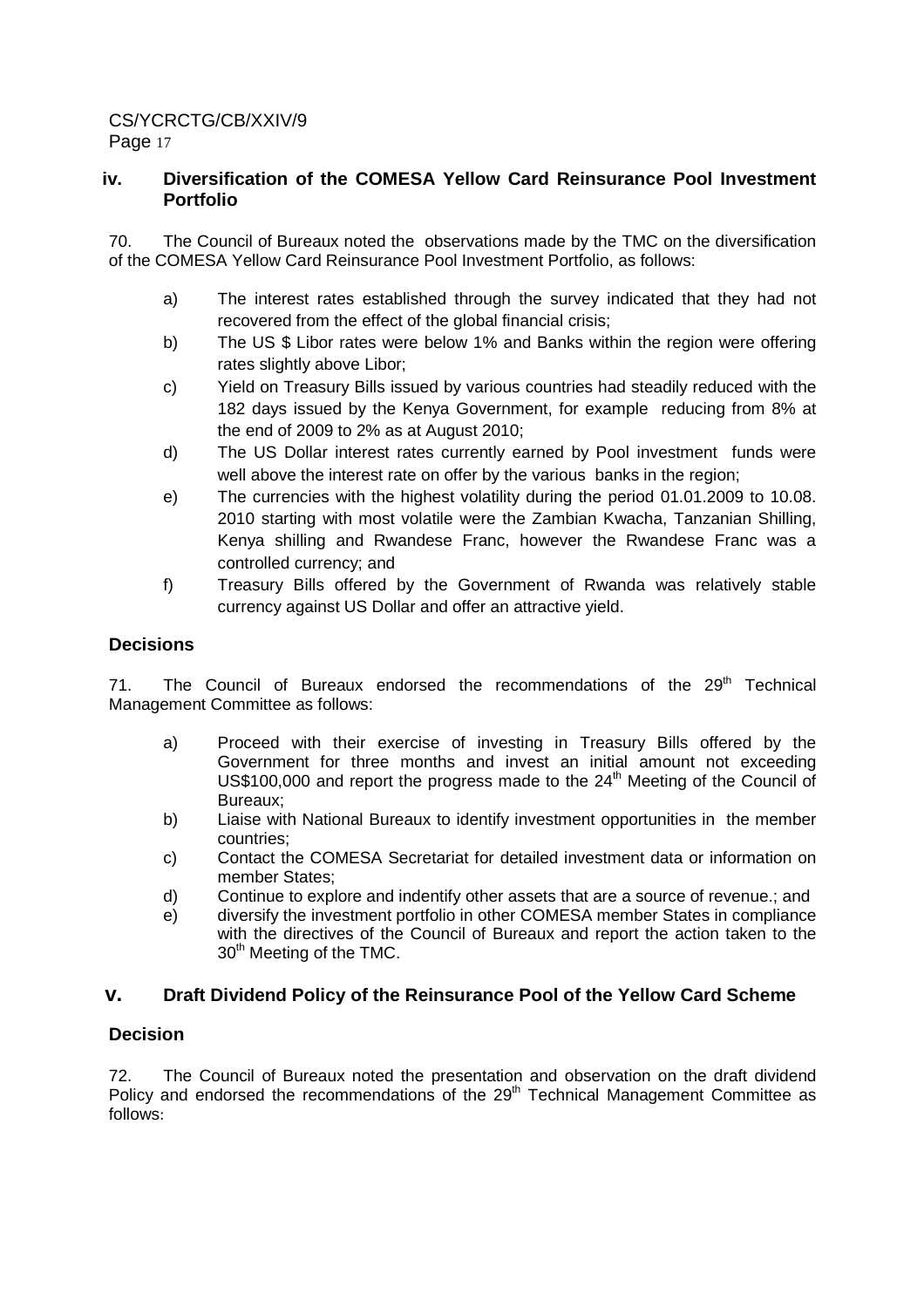### iv. Diversification of the COMESA Yellow Card Reinsurance Pool Investment Portfolio

70. The Council of Bureaux noted the observations made by the TMC on the diversification of the COMESA Yellow Card Reinsurance Pool Investment Portfolio, as follows:

a) The interest rates established through the survey indicated that they had not recovered from the effect of the global financial crisis;

b) The US $ Libor rates were below 1% and Banks within the region were offering rates slightly above Libor;

c) Yield on Treasury Bills issued by various countries had steadily reduced with the 182 days issued by the Kenya Government, for example reducing from 8% at the end of 2009 to 2% as at August 2010;

d) The US Dollar interest rates currently earned by Pool investment funds were well above the interest rate on offer by the various banks in the region;

e) The currencies with the highest volatility during the period 01.01.2009 to 10.08. 2010 starting with most volatile were the Zambian Kwacha, Tanzanian Shilling, Kenya shilling and Rwandese Franc, however the Rwandese Franc was a controlled currency; and

f) Treasury Bills offered by the Government of Rwanda was relatively stable currency against US Dollar and offer an attractive yield.

#### Decisions

71. The Council of Bureaux endorsed the recommendations of the 29th Technical Management Committee as follows:

a) Proceed with their exercise of investing in Treasury Bills offered by the Government for three months and invest an initial amount not exceeding US$100,000 and report the progress made to the 24th Meeting of the Council of Bureaux;

b) Liaise with National Bureaux to identify investment opportunities in the member countries;

c) Contact the COMESA Secretariat for detailed investment data or information on member States;

d) Continue to explore and indentify other assets that are a source of revenue.; and

e) diversify the investment portfolio in other COMESA member States in compliance with the directives of the Council of Bureaux and report the action taken to the 30th Meeting of the TMC.

### v. Draft Dividend Policy of the Reinsurance Pool of the Yellow Card Scheme

#### Decision

72. The Council of Bureaux noted the presentation and observation on the draft dividend Policy and endorsed the recommendations of the 29th Technical Management Committee as follows: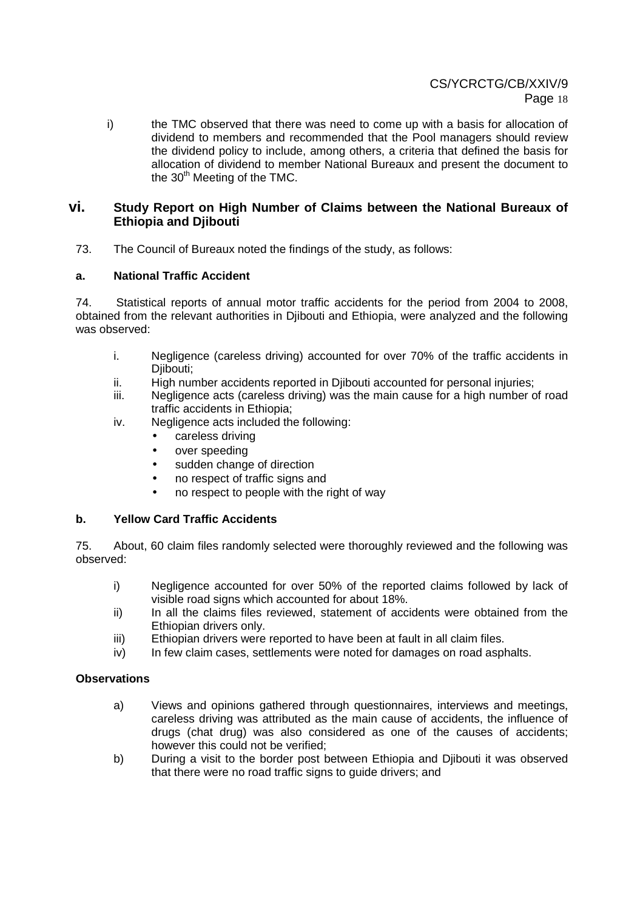i) the TMC observed that there was need to come up with a basis for allocation of dividend to members and recommended that the Pool managers should review the dividend policy to include, among others, a criteria that defined the basis for allocation of dividend to member National Bureaux and present the document to the 30th Meeting of the TMC.

## vi. Study Report on High Number of Claims between the National Bureaux of Ethiopia and Djibouti

73. The Council of Bureaux noted the findings of the study, as follows:

### a. National Traffic Accident

74. Statistical reports of annual motor traffic accidents for the period from 2004 to 2008, obtained from the relevant authorities in Djibouti and Ethiopia, were analyzed and the following was observed:

i. Negligence (careless driving) accounted for over 70% of the traffic accidents in Djibouti;

ii. High number accidents reported in Djibouti accounted for personal injuries;

iii. Negligence acts (careless driving) was the main cause for a high number of road traffic accidents in Ethiopia;

iv. Negligence acts included the following:
   - careless driving
   - over speeding
   - sudden change of direction
   - no respect of traffic signs and
   - no respect to people with the right of way

### b. Yellow Card Traffic Accidents

75. About, 60 claim files randomly selected were thoroughly reviewed and the following was observed:

i) Negligence accounted for over 50% of the reported claims followed by lack of visible road signs which accounted for about 18%.

ii) In all the claims files reviewed, statement of accidents were obtained from the Ethiopian drivers only.

iii) Ethiopian drivers were reported to have been at fault in all claim files.

iv) In few claim cases, settlements were noted for damages on road asphalts.

**Observations**

a) Views and opinions gathered through questionnaires, interviews and meetings, careless driving was attributed as the main cause of accidents, the influence of drugs (chat drug) was also considered as one of the causes of accidents; however this could not be verified;

b) During a visit to the border post between Ethiopia and Djibouti it was observed that there were no road traffic signs to guide drivers; and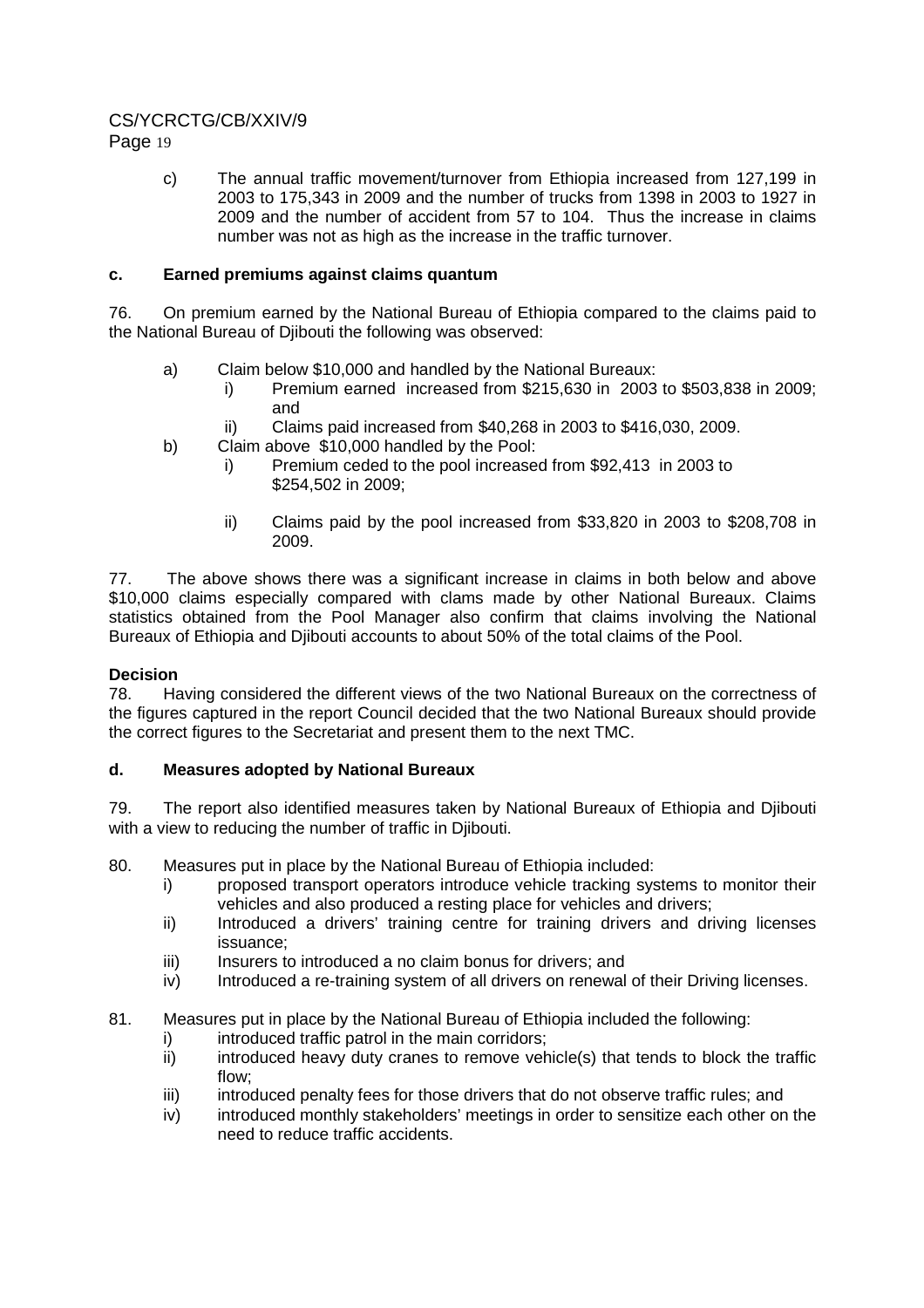c) The annual traffic movement/turnover from Ethiopia increased from 127,199 in 2003 to 175,343 in 2009 and the number of trucks from 1398 in 2003 to 1927 in 2009 and the number of accident from 57 to 104. Thus the increase in claims number was not as high as the increase in the traffic turnover.

**c. Earned premiums against claims quantum**

76. On premium earned by the National Bureau of Ethiopia compared to the claims paid to the National Bureau of Djibouti the following was observed:

a) Claim below $10,000 and handled by the National Bureaux:
   i) Premium earned increased from $215,630 in 2003 to $503,838 in 2009; and
   ii) Claims paid increased from $40,268 in 2003 to $416,030, 2009.

b) Claim above $10,000 handled by the Pool:
   i) Premium ceded to the pool increased from $92,413 in 2003 to $254,502 in 2009;
   ii) Claims paid by the pool increased from $33,820 in 2003 to $208,708 in 2009.

77. The above shows there was a significant increase in claims in both below and above $10,000 claims especially compared with clams made by other National Bureaux. Claims statistics obtained from the Pool Manager also confirm that claims involving the National Bureaux of Ethiopia and Djibouti accounts to about 50% of the total claims of the Pool.

**Decision**

78. Having considered the different views of the two National Bureaux on the correctness of the figures captured in the report Council decided that the two National Bureaux should provide the correct figures to the Secretariat and present them to the next TMC.

**d. Measures adopted by National Bureaux**

79. The report also identified measures taken by National Bureaux of Ethiopia and Djibouti with a view to reducing the number of traffic in Djibouti.

80. Measures put in place by the National Bureau of Ethiopia included:
   i) proposed transport operators introduce vehicle tracking systems to monitor their vehicles and also produced a resting place for vehicles and drivers;
   ii) Introduced a drivers' training centre for training drivers and driving licenses issuance;
   iii) Insurers to introduced a no claim bonus for drivers; and
   iv) Introduced a re-training system of all drivers on renewal of their Driving licenses.

81. Measures put in place by the National Bureau of Ethiopia included the following:
   i) introduced traffic patrol in the main corridors;
   ii) introduced heavy duty cranes to remove vehicle(s) that tends to block the traffic flow;
   iii) introduced penalty fees for those drivers that do not observe traffic rules; and
   iv) introduced monthly stakeholders' meetings in order to sensitize each other on the need to reduce traffic accidents.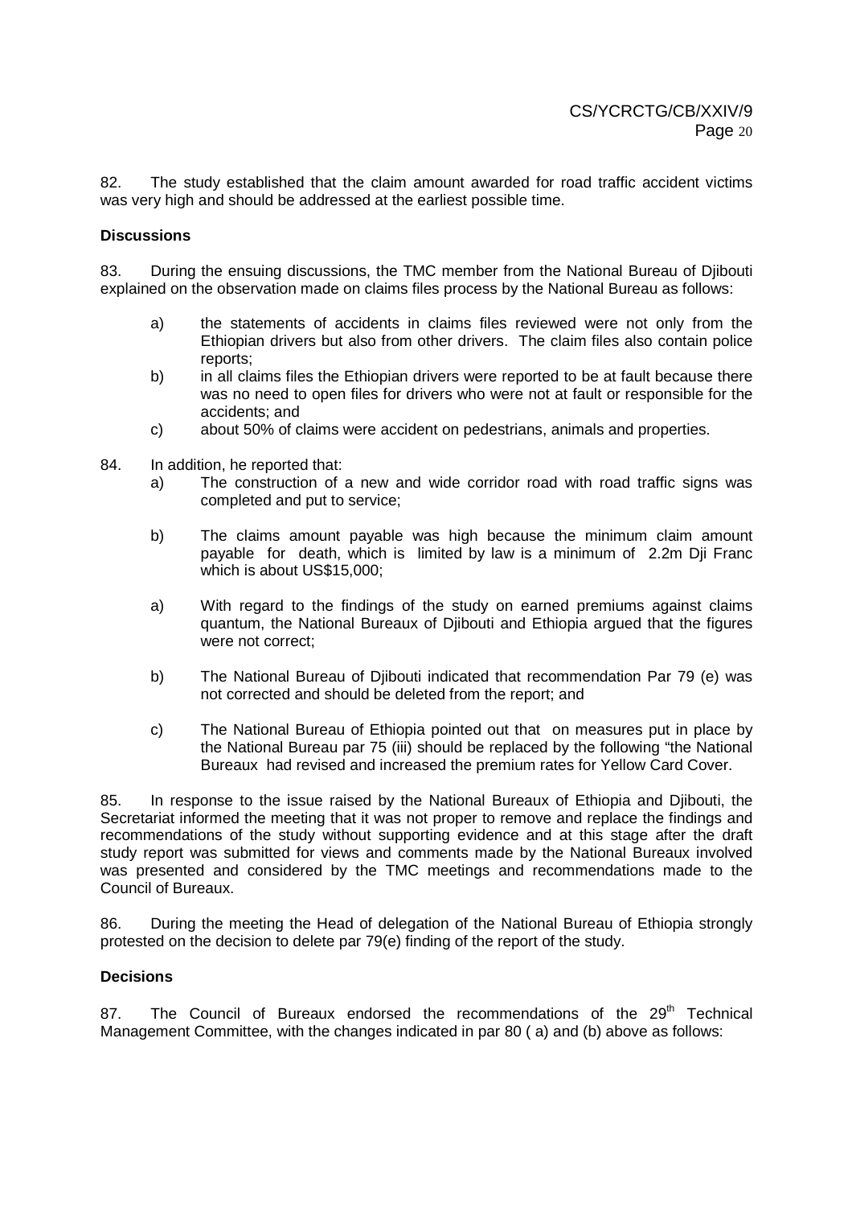82. The study established that the claim amount awarded for road traffic accident victims was very high and should be addressed at the earliest possible time.

**Discussions**

83. During the ensuing discussions, the TMC member from the National Bureau of Djibouti explained on the observation made on claims files process by the National Bureau as follows:

a) the statements of accidents in claims files reviewed were not only from the Ethiopian drivers but also from other drivers. The claim files also contain police reports;

b) in all claims files the Ethiopian drivers were reported to be at fault because there was no need to open files for drivers who were not at fault or responsible for the accidents; and

c) about 50% of claims were accident on pedestrians, animals and properties.

84. In addition, he reported that:

a) The construction of a new and wide corridor road with road traffic signs was completed and put to service;

b) The claims amount payable was high because the minimum claim amount payable for death, which is limited by law is a minimum of 2.2m Dji Franc which is about US$15,000;

a) With regard to the findings of the study on earned premiums against claims quantum, the National Bureaux of Djibouti and Ethiopia argued that the figures were not correct;

b) The National Bureau of Djibouti indicated that recommendation Par 79 (e) was not corrected and should be deleted from the report; and

c) The National Bureau of Ethiopia pointed out that on measures put in place by the National Bureau par 75 (iii) should be replaced by the following "the National Bureaux had revised and increased the premium rates for Yellow Card Cover.

85. In response to the issue raised by the National Bureaux of Ethiopia and Djibouti, the Secretariat informed the meeting that it was not proper to remove and replace the findings and recommendations of the study without supporting evidence and at this stage after the draft study report was submitted for views and comments made by the National Bureaux involved was presented and considered by the TMC meetings and recommendations made to the Council of Bureaux.

86. During the meeting the Head of delegation of the National Bureau of Ethiopia strongly protested on the decision to delete par 79(e) finding of the report of the study.

**Decisions**

87. The Council of Bureaux endorsed the recommendations of the 29th Technical Management Committee, with the changes indicated in par 80 ( a) and (b) above as follows: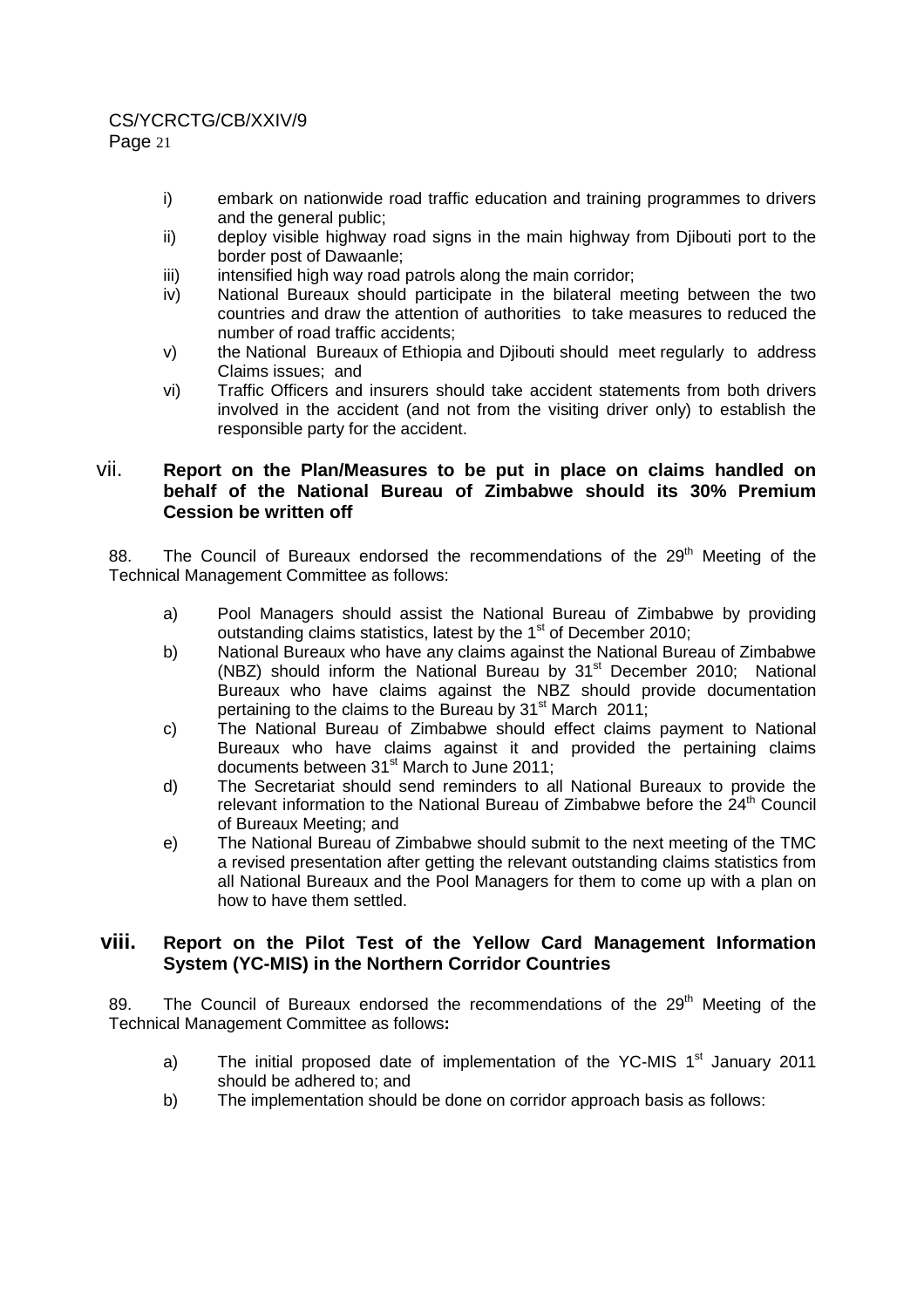i) embark on nationwide road traffic education and training programmes to drivers and the general public;

ii) deploy visible highway road signs in the main highway from Djibouti port to the border post of Dawaanle;

iii) intensified high way road patrols along the main corridor;

iv) National Bureaux should participate in the bilateral meeting between the two countries and draw the attention of authorities to take measures to reduced the number of road traffic accidents;

v) the National Bureaux of Ethiopia and Djibouti should meet regularly to address Claims issues; and

vi) Traffic Officers and insurers should take accident statements from both drivers involved in the accident (and not from the visiting driver only) to establish the responsible party for the accident.

### vii. Report on the Plan/Measures to be put in place on claims handled on behalf of the National Bureau of Zimbabwe should its 30% Premium Cession be written off

88. The Council of Bureaux endorsed the recommendations of the 29th Meeting of the Technical Management Committee as follows:

a) Pool Managers should assist the National Bureau of Zimbabwe by providing outstanding claims statistics, latest by the 1st of December 2010;

b) National Bureaux who have any claims against the National Bureau of Zimbabwe (NBZ) should inform the National Bureau by 31st December 2010; National Bureaux who have claims against the NBZ should provide documentation pertaining to the claims to the Bureau by 31st March 2011;

c) The National Bureau of Zimbabwe should effect claims payment to National Bureaux who have claims against it and provided the pertaining claims documents between 31st March to June 2011;

d) The Secretariat should send reminders to all National Bureaux to provide the relevant information to the National Bureau of Zimbabwe before the 24th Council of Bureaux Meeting; and

e) The National Bureau of Zimbabwe should submit to the next meeting of the TMC a revised presentation after getting the relevant outstanding claims statistics from all National Bureaux and the Pool Managers for them to come up with a plan on how to have them settled.

### viii. Report on the Pilot Test of the Yellow Card Management Information System (YC-MIS) in the Northern Corridor Countries

89. The Council of Bureaux endorsed the recommendations of the 29th Meeting of the Technical Management Committee as follows**:**

a) The initial proposed date of implementation of the YC-MIS 1st January 2011 should be adhered to; and

b) The implementation should be done on corridor approach basis as follows: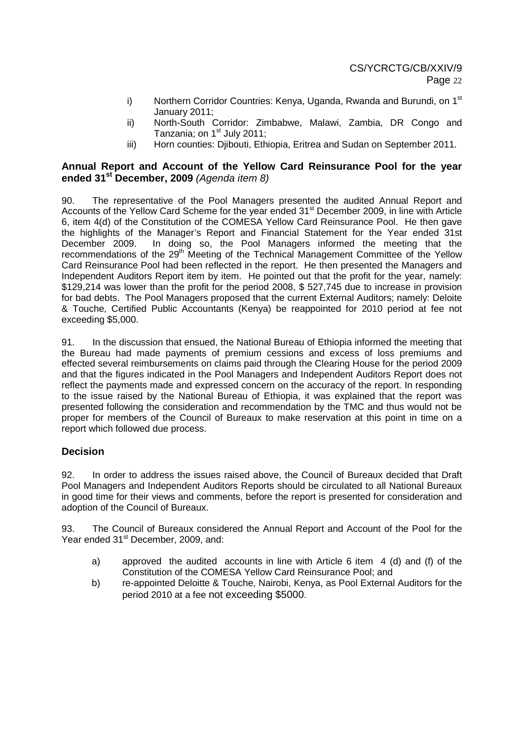i) Northern Corridor Countries: Kenya, Uganda, Rwanda and Burundi, on 1st January 2011;
ii) North-South Corridor: Zimbabwe, Malawi, Zambia, DR Congo and Tanzania; on 1st July 2011;
iii) Horn counties: Djibouti, Ethiopia, Eritrea and Sudan on September 2011.

## Annual Report and Account of the Yellow Card Reinsurance Pool for the year ended 31st December, 2009 *(Agenda item 8)*

90. The representative of the Pool Managers presented the audited Annual Report and Accounts of the Yellow Card Scheme for the year ended 31st December 2009, in line with Article 6, item 4(d) of the Constitution of the COMESA Yellow Card Reinsurance Pool. He then gave the highlights of the Manager's Report and Financial Statement for the Year ended 31st December 2009. In doing so, the Pool Managers informed the meeting that the recommendations of the 29th Meeting of the Technical Management Committee of the Yellow Card Reinsurance Pool had been reflected in the report. He then presented the Managers and Independent Auditors Report item by item. He pointed out that the profit for the year, namely: $129,214 was lower than the profit for the period 2008, $ 527,745 due to increase in provision for bad debts. The Pool Managers proposed that the current External Auditors; namely: Deloite & Touche, Certified Public Accountants (Kenya) be reappointed for 2010 period at fee not exceeding $5,000.

91. In the discussion that ensued, the National Bureau of Ethiopia informed the meeting that the Bureau had made payments of premium cessions and excess of loss premiums and effected several reimbursements on claims paid through the Clearing House for the period 2009 and that the figures indicated in the Pool Managers and Independent Auditors Report does not reflect the payments made and expressed concern on the accuracy of the report. In responding to the issue raised by the National Bureau of Ethiopia, it was explained that the report was presented following the consideration and recommendation by the TMC and thus would not be proper for members of the Council of Bureaux to make reservation at this point in time on a report which followed due process.

## Decision

92. In order to address the issues raised above, the Council of Bureaux decided that Draft Pool Managers and Independent Auditors Reports should be circulated to all National Bureaux in good time for their views and comments, before the report is presented for consideration and adoption of the Council of Bureaux.

93. The Council of Bureaux considered the Annual Report and Account of the Pool for the Year ended 31st December, 2009, and:

a) approved the audited accounts in line with Article 6 item 4 (d) and (f) of the Constitution of the COMESA Yellow Card Reinsurance Pool; and
b) re-appointed Deloitte & Touche, Nairobi, Kenya, as Pool External Auditors for the period 2010 at a fee not exceeding $5000.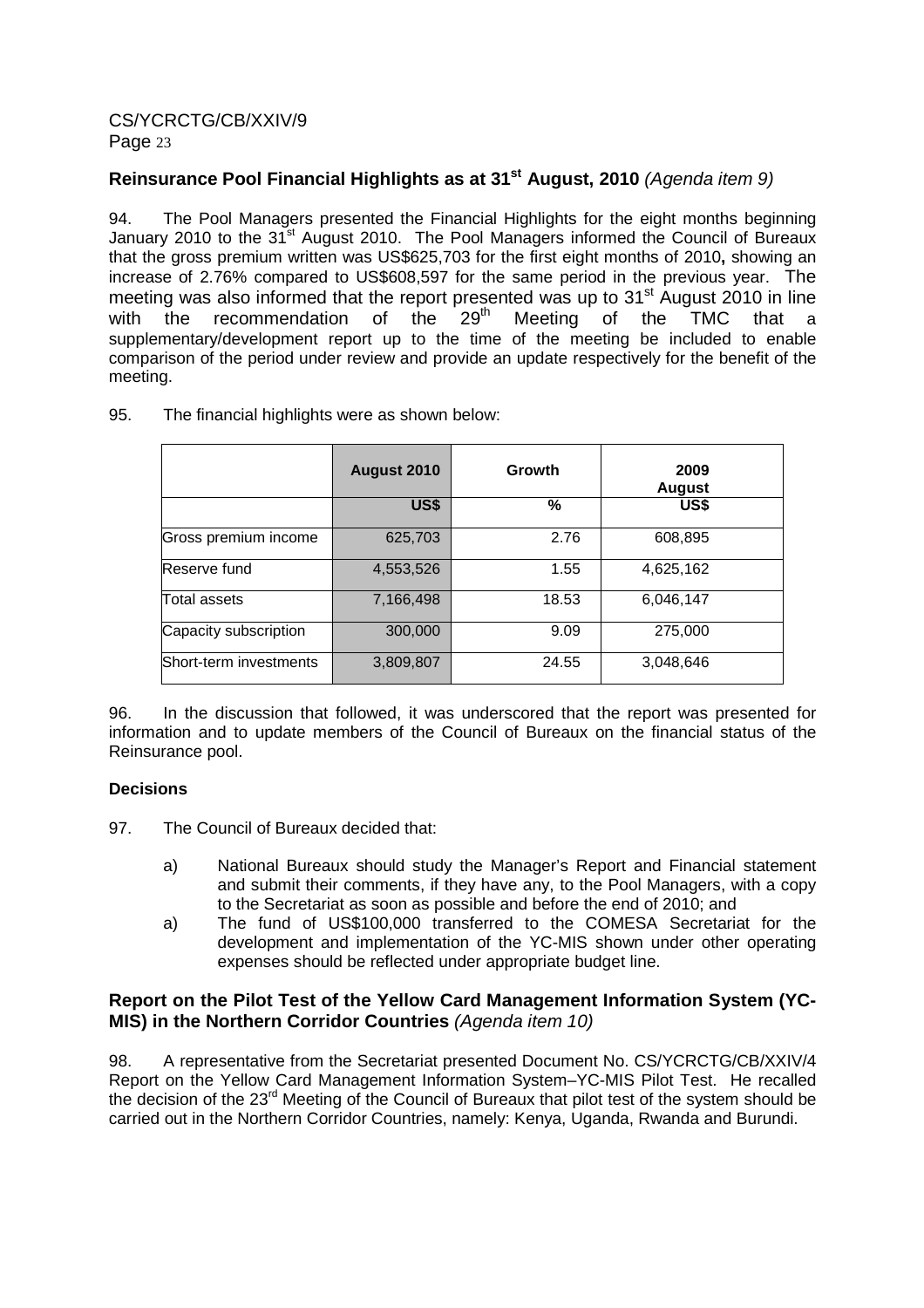## Reinsurance Pool Financial Highlights as at 31st August, 2010 *(Agenda item 9)*

94. The Pool Managers presented the Financial Highlights for the eight months beginning January 2010 to the 31st August 2010. The Pool Managers informed the Council of Bureaux that the gross premium written was US$625,703 for the first eight months of 2010**,** showing an increase of 2.76% compared to US$608,597 for the same period in the previous year. The meeting was also informed that the report presented was up to 31st August 2010 in line with the recommendation of the 29th Meeting of the TMC that a supplementary/development report up to the time of the meeting be included to enable comparison of the period under review and provide an update respectively for the benefit of the meeting.

95. The financial highlights were as shown below:

| | August 2010 | Growth | 2009 August |
|---|---|---|---|
| | US$ | % | US$ |
| Gross premium income | 625,703 | 2.76 | 608,895 |
| Reserve fund | 4,553,526 | 1.55 | 4,625,162 |
| Total assets | 7,166,498 | 18.53 | 6,046,147 |
| Capacity subscription | 300,000 | 9.09 | 275,000 |
| Short-term investments | 3,809,807 | 24.55 | 3,048,646 |

96. In the discussion that followed, it was underscored that the report was presented for information and to update members of the Council of Bureaux on the financial status of the Reinsurance pool.

**Decisions**

97. The Council of Bureaux decided that:

a) National Bureaux should study the Manager's Report and Financial statement and submit their comments, if they have any, to the Pool Managers, with a copy to the Secretariat as soon as possible and before the end of 2010; and

a) The fund of US$100,000 transferred to the COMESA Secretariat for the development and implementation of the YC-MIS shown under other operating expenses should be reflected under appropriate budget line.

## Report on the Pilot Test of the Yellow Card Management Information System (YC-MIS) in the Northern Corridor Countries *(Agenda item 10)*

98. A representative from the Secretariat presented Document No. CS/YCRCTG/CB/XXIV/4 Report on the Yellow Card Management Information System–YC-MIS Pilot Test. He recalled the decision of the 23rd Meeting of the Council of Bureaux that pilot test of the system should be carried out in the Northern Corridor Countries, namely: Kenya, Uganda, Rwanda and Burundi.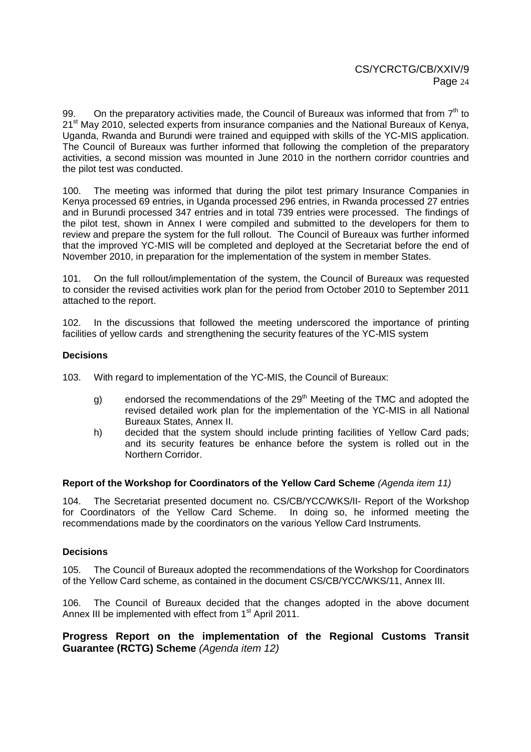99. On the preparatory activities made, the Council of Bureaux was informed that from 7th to 21st May 2010, selected experts from insurance companies and the National Bureaux of Kenya, Uganda, Rwanda and Burundi were trained and equipped with skills of the YC-MIS application. The Council of Bureaux was further informed that following the completion of the preparatory activities, a second mission was mounted in June 2010 in the northern corridor countries and the pilot test was conducted.

100. The meeting was informed that during the pilot test primary Insurance Companies in Kenya processed 69 entries, in Uganda processed 296 entries, in Rwanda processed 27 entries and in Burundi processed 347 entries and in total 739 entries were processed. The findings of the pilot test, shown in Annex I were compiled and submitted to the developers for them to review and prepare the system for the full rollout. The Council of Bureaux was further informed that the improved YC-MIS will be completed and deployed at the Secretariat before the end of November 2010, in preparation for the implementation of the system in member States.

101. On the full rollout/implementation of the system, the Council of Bureaux was requested to consider the revised activities work plan for the period from October 2010 to September 2011 attached to the report.

102. In the discussions that followed the meeting underscored the importance of printing facilities of yellow cards and strengthening the security features of the YC-MIS system

**Decisions**

103. With regard to implementation of the YC-MIS, the Council of Bureaux:

g) endorsed the recommendations of the 29th Meeting of the TMC and adopted the revised detailed work plan for the implementation of the YC-MIS in all National Bureaux States, Annex II.

h) decided that the system should include printing facilities of Yellow Card pads; and its security features be enhance before the system is rolled out in the Northern Corridor.

**Report of the Workshop for Coordinators of the Yellow Card Scheme** *(Agenda item 11)*

104. The Secretariat presented document no. CS/CB/YCC/WKS/II- Report of the Workshop for Coordinators of the Yellow Card Scheme. In doing so, he informed meeting the recommendations made by the coordinators on the various Yellow Card Instruments.

**Decisions**

105. The Council of Bureaux adopted the recommendations of the Workshop for Coordinators of the Yellow Card scheme, as contained in the document CS/CB/YCC/WKS/11, Annex III.

106. The Council of Bureaux decided that the changes adopted in the above document Annex III be implemented with effect from 1st April 2011.

## Progress Report on the implementation of the Regional Customs Transit Guarantee (RCTG) Scheme *(Agenda item 12)*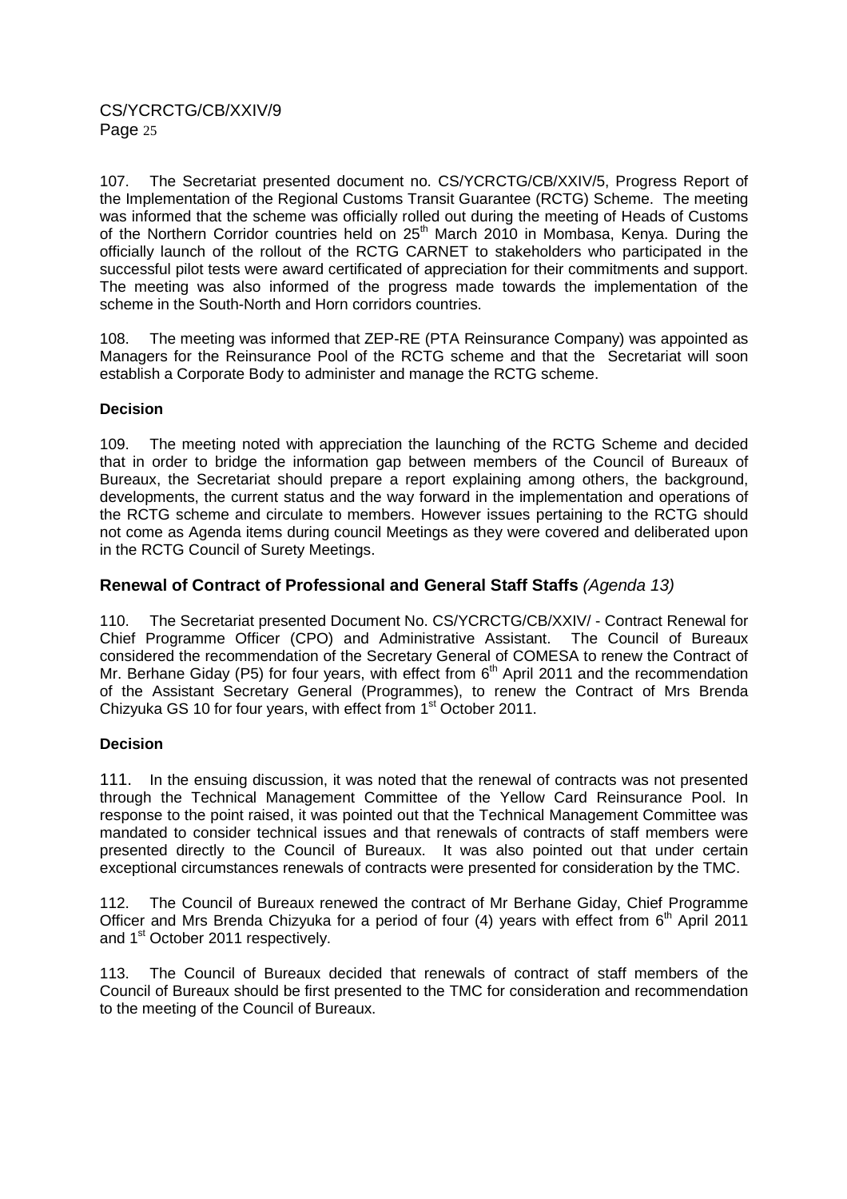107. The Secretariat presented document no. CS/YCRCTG/CB/XXIV/5, Progress Report of the Implementation of the Regional Customs Transit Guarantee (RCTG) Scheme. The meeting was informed that the scheme was officially rolled out during the meeting of Heads of Customs of the Northern Corridor countries held on 25th March 2010 in Mombasa, Kenya. During the officially launch of the rollout of the RCTG CARNET to stakeholders who participated in the successful pilot tests were award certificated of appreciation for their commitments and support. The meeting was also informed of the progress made towards the implementation of the scheme in the South-North and Horn corridors countries.

108. The meeting was informed that ZEP-RE (PTA Reinsurance Company) was appointed as Managers for the Reinsurance Pool of the RCTG scheme and that the Secretariat will soon establish a Corporate Body to administer and manage the RCTG scheme.

**Decision**

109. The meeting noted with appreciation the launching of the RCTG Scheme and decided that in order to bridge the information gap between members of the Council of Bureaux of Bureaux, the Secretariat should prepare a report explaining among others, the background, developments, the current status and the way forward in the implementation and operations of the RCTG scheme and circulate to members. However issues pertaining to the RCTG should not come as Agenda items during council Meetings as they were covered and deliberated upon in the RCTG Council of Surety Meetings.

## Renewal of Contract of Professional and General Staff Staffs *(Agenda 13)*

110. The Secretariat presented Document No. CS/YCRCTG/CB/XXIV/ - Contract Renewal for Chief Programme Officer (CPO) and Administrative Assistant. The Council of Bureaux considered the recommendation of the Secretary General of COMESA to renew the Contract of Mr. Berhane Giday (P5) for four years, with effect from 6th April 2011 and the recommendation of the Assistant Secretary General (Programmes), to renew the Contract of Mrs Brenda Chizyuka GS 10 for four years, with effect from 1st October 2011.

**Decision**

111. In the ensuing discussion, it was noted that the renewal of contracts was not presented through the Technical Management Committee of the Yellow Card Reinsurance Pool. In response to the point raised, it was pointed out that the Technical Management Committee was mandated to consider technical issues and that renewals of contracts of staff members were presented directly to the Council of Bureaux. It was also pointed out that under certain exceptional circumstances renewals of contracts were presented for consideration by the TMC.

112. The Council of Bureaux renewed the contract of Mr Berhane Giday, Chief Programme Officer and Mrs Brenda Chizyuka for a period of four (4) years with effect from 6th April 2011 and 1st October 2011 respectively.

113. The Council of Bureaux decided that renewals of contract of staff members of the Council of Bureaux should be first presented to the TMC for consideration and recommendation to the meeting of the Council of Bureaux.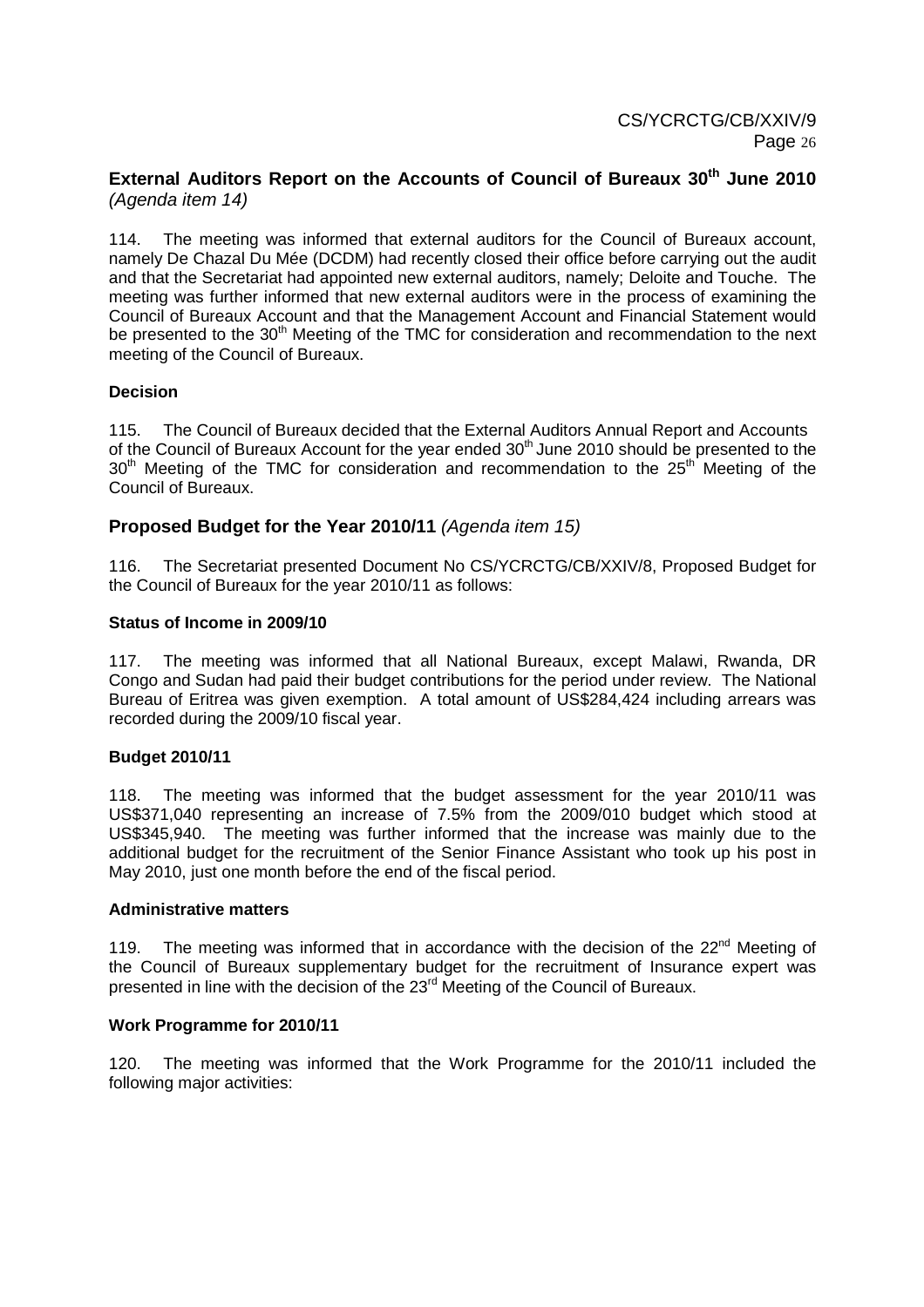## External Auditors Report on the Accounts of Council of Bureaux 30th June 2010 *(Agenda item 14)*

114. The meeting was informed that external auditors for the Council of Bureaux account, namely De Chazal Du Mée (DCDM) had recently closed their office before carrying out the audit and that the Secretariat had appointed new external auditors, namely; Deloite and Touche. The meeting was further informed that new external auditors were in the process of examining the Council of Bureaux Account and that the Management Account and Financial Statement would be presented to the 30th Meeting of the TMC for consideration and recommendation to the next meeting of the Council of Bureaux.

**Decision**

115. The Council of Bureaux decided that the External Auditors Annual Report and Accounts of the Council of Bureaux Account for the year ended 30th June 2010 should be presented to the 30th Meeting of the TMC for consideration and recommendation to the 25th Meeting of the Council of Bureaux.

## Proposed Budget for the Year 2010/11 *(Agenda item 15)*

116. The Secretariat presented Document No CS/YCRCTG/CB/XXIV/8, Proposed Budget for the Council of Bureaux for the year 2010/11 as follows:

**Status of Income in 2009/10**

117. The meeting was informed that all National Bureaux, except Malawi, Rwanda, DR Congo and Sudan had paid their budget contributions for the period under review. The National Bureau of Eritrea was given exemption. A total amount of US$284,424 including arrears was recorded during the 2009/10 fiscal year.

**Budget 2010/11**

118. The meeting was informed that the budget assessment for the year 2010/11 was US$371,040 representing an increase of 7.5% from the 2009/010 budget which stood at US$345,940. The meeting was further informed that the increase was mainly due to the additional budget for the recruitment of the Senior Finance Assistant who took up his post in May 2010, just one month before the end of the fiscal period.

**Administrative matters**

119. The meeting was informed that in accordance with the decision of the 22nd Meeting of the Council of Bureaux supplementary budget for the recruitment of Insurance expert was presented in line with the decision of the 23rd Meeting of the Council of Bureaux.

**Work Programme for 2010/11**

120. The meeting was informed that the Work Programme for the 2010/11 included the following major activities: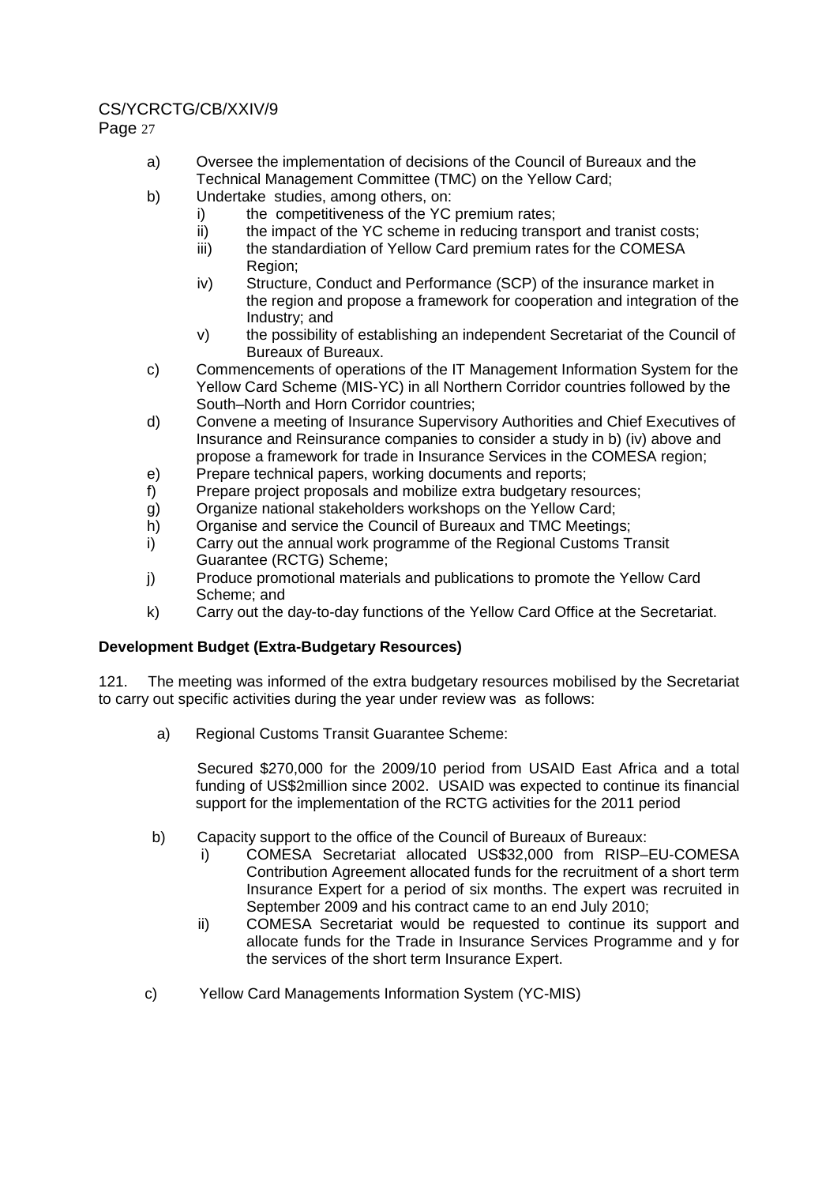a) Oversee the implementation of decisions of the Council of Bureaux and the Technical Management Committee (TMC) on the Yellow Card;

b) Undertake studies, among others, on:
   - i) the competitiveness of the YC premium rates;
   - ii) the impact of the YC scheme in reducing transport and tranist costs;
   - iii) the standardiation of Yellow Card premium rates for the COMESA Region;
   - iv) Structure, Conduct and Performance (SCP) of the insurance market in the region and propose a framework for cooperation and integration of the Industry; and
   - v) the possibility of establishing an independent Secretariat of the Council of Bureaux of Bureaux.

c) Commencements of operations of the IT Management Information System for the Yellow Card Scheme (MIS-YC) in all Northern Corridor countries followed by the South–North and Horn Corridor countries;

d) Convene a meeting of Insurance Supervisory Authorities and Chief Executives of Insurance and Reinsurance companies to consider a study in b) (iv) above and propose a framework for trade in Insurance Services in the COMESA region;

e) Prepare technical papers, working documents and reports;

f) Prepare project proposals and mobilize extra budgetary resources;

g) Organize national stakeholders workshops on the Yellow Card;

h) Organise and service the Council of Bureaux and TMC Meetings;

i) Carry out the annual work programme of the Regional Customs Transit Guarantee (RCTG) Scheme;

j) Produce promotional materials and publications to promote the Yellow Card Scheme; and

k) Carry out the day-to-day functions of the Yellow Card Office at the Secretariat.

**Development Budget (Extra-Budgetary Resources)**

121. The meeting was informed of the extra budgetary resources mobilised by the Secretariat to carry out specific activities during the year under review was as follows:

a) Regional Customs Transit Guarantee Scheme:

   Secured $270,000 for the 2009/10 period from USAID East Africa and a total funding of US$2million since 2002. USAID was expected to continue its financial support for the implementation of the RCTG activities for the 2011 period

b) Capacity support to the office of the Council of Bureaux of Bureaux:
   - i) COMESA Secretariat allocated US$32,000 from RISP–EU-COMESA Contribution Agreement allocated funds for the recruitment of a short term Insurance Expert for a period of six months. The expert was recruited in September 2009 and his contract came to an end July 2010;
   - ii) COMESA Secretariat would be requested to continue its support and allocate funds for the Trade in Insurance Services Programme and y for the services of the short term Insurance Expert.

c) Yellow Card Managements Information System (YC-MIS)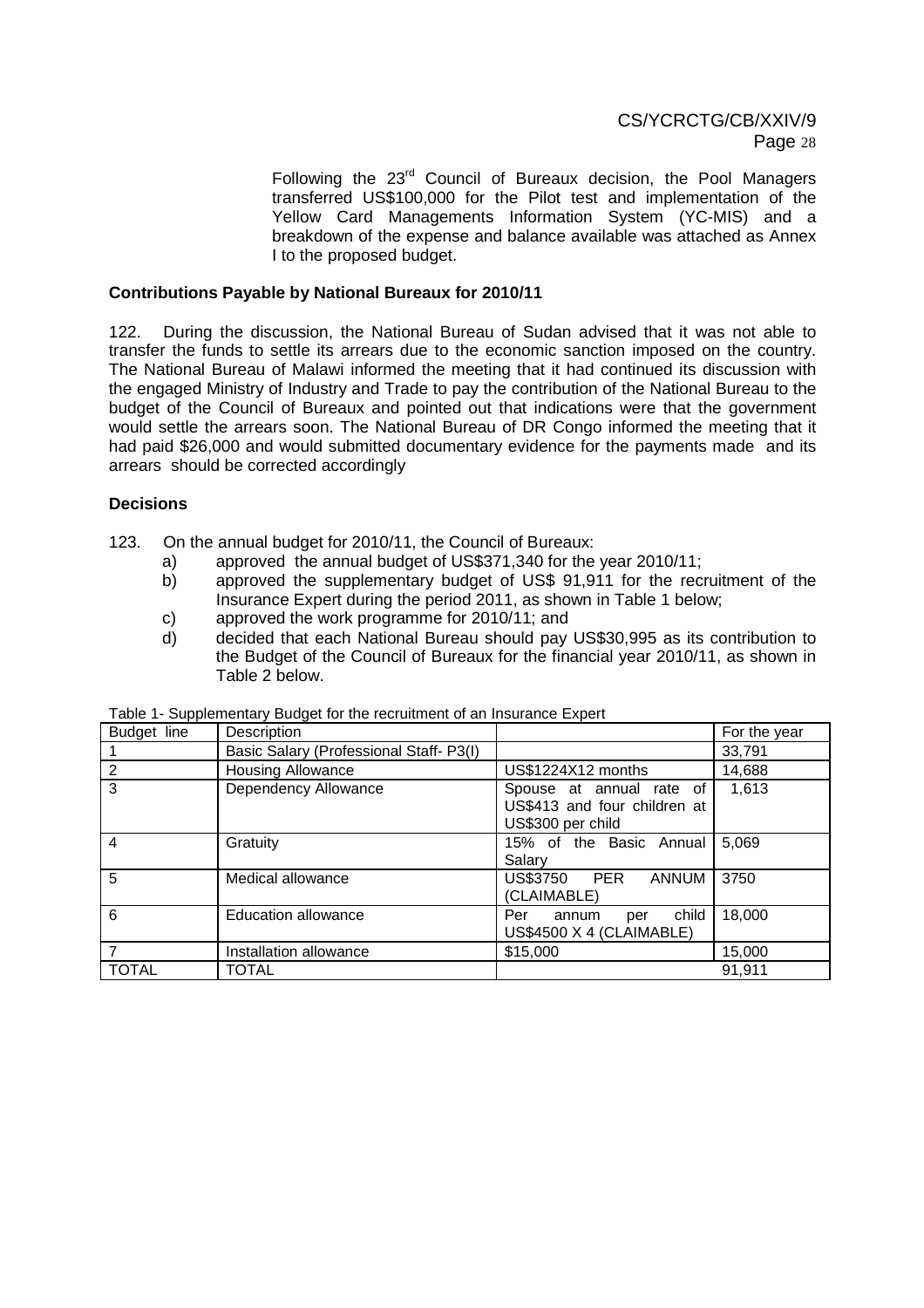Following the 23rd Council of Bureaux decision, the Pool Managers transferred US$100,000 for the Pilot test and implementation of the Yellow Card Managements Information System (YC-MIS) and a breakdown of the expense and balance available was attached as Annex I to the proposed budget.

**Contributions Payable by National Bureaux for 2010/11**

122. During the discussion, the National Bureau of Sudan advised that it was not able to transfer the funds to settle its arrears due to the economic sanction imposed on the country. The National Bureau of Malawi informed the meeting that it had continued its discussion with the engaged Ministry of Industry and Trade to pay the contribution of the National Bureau to the budget of the Council of Bureaux and pointed out that indications were that the government would settle the arrears soon. The National Bureau of DR Congo informed the meeting that it had paid $26,000 and would submitted documentary evidence for the payments made and its arrears should be corrected accordingly

**Decisions**

123. On the annual budget for 2010/11, the Council of Bureaux:

a) approved the annual budget of US$371,340 for the year 2010/11;

b) approved the supplementary budget of US$ 91,911 for the recruitment of the Insurance Expert during the period 2011, as shown in Table 1 below;

c) approved the work programme for 2010/11; and

d) decided that each National Bureau should pay US$30,995 as its contribution to the Budget of the Council of Bureaux for the financial year 2010/11, as shown in Table 2 below.

Table 1- Supplementary Budget for the recruitment of an Insurance Expert

| Budget line | Description | | For the year |
|---|---|---|---|
| 1 | Basic Salary (Professional Staff- P3(I) | | 33,791 |
| 2 | Housing Allowance | US$1224X12 months | 14,688 |
| 3 | Dependency Allowance | Spouse at annual rate of US$413 and four children at US$300 per child | 1,613 |
| 4 | Gratuity | 15% of the Basic Annual Salary | 5,069 |
| 5 | Medical allowance | US$3750 PER ANNUM (CLAIMABLE) | 3750 |
| 6 | Education allowance | Per annum per child US$4500 X 4 (CLAIMABLE) | 18,000 |
| 7 | Installation allowance | $15,000 | 15,000 |
| TOTAL | TOTAL | | 91,911 |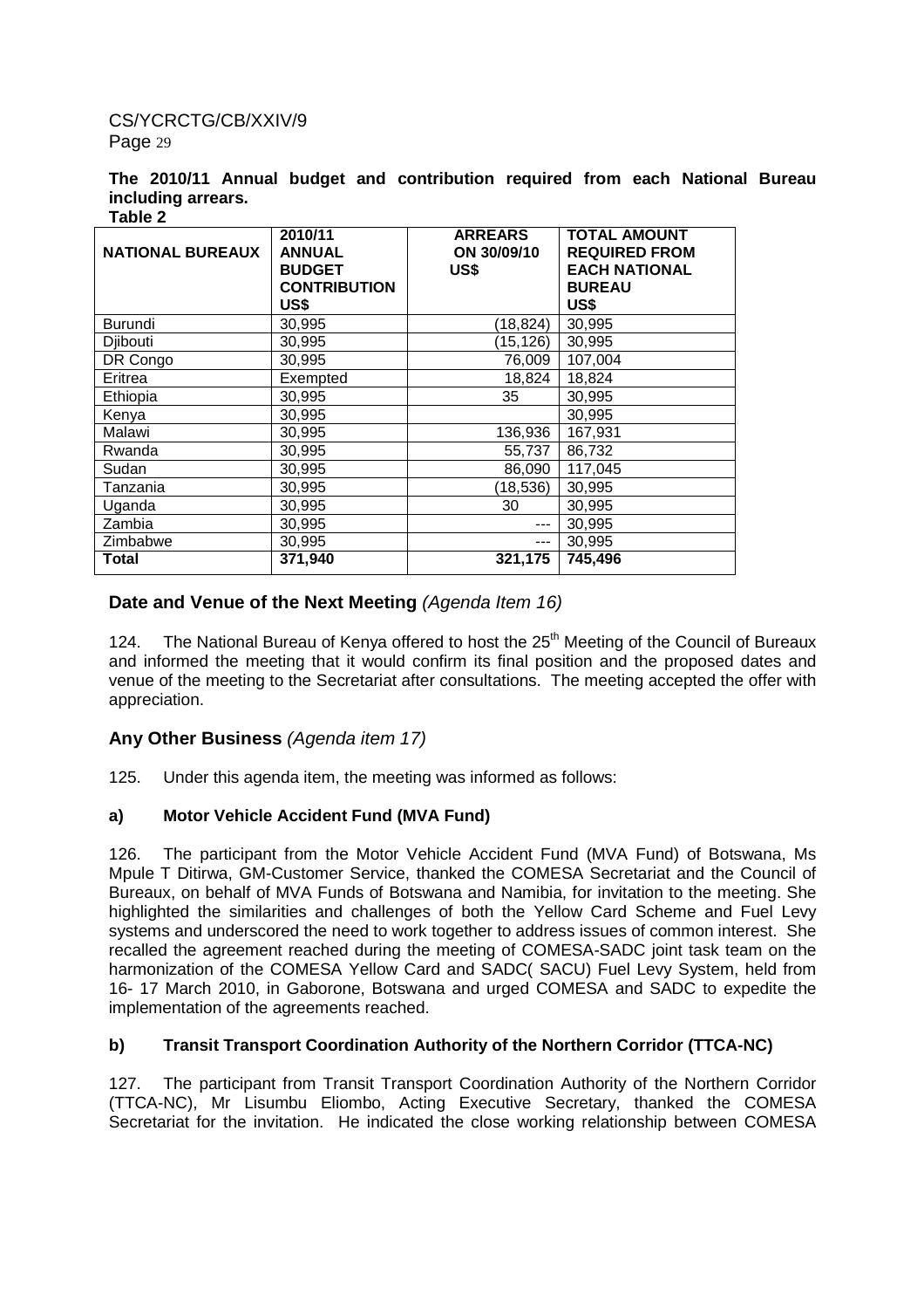**The 2010/11 Annual budget and contribution required from each National Bureau including arrears.**

**Table 2**

| NATIONAL BUREAUX | 2010/11 ANNUAL BUDGET CONTRIBUTION US$ | ARREARS ON 30/09/10 US$ | TOTAL AMOUNT REQUIRED FROM EACH NATIONAL BUREAU US$ |
|---|---|---|---|
| Burundi | 30,995 | (18,824) | 30,995 |
| Djibouti | 30,995 | (15,126) | 30,995 |
| DR Congo | 30,995 | 76,009 | 107,004 |
| Eritrea | Exempted | 18,824 | 18,824 |
| Ethiopia | 30,995 | 35 | 30,995 |
| Kenya | 30,995 | | 30,995 |
| Malawi | 30,995 | 136,936 | 167,931 |
| Rwanda | 30,995 | 55,737 | 86,732 |
| Sudan | 30,995 | 86,090 | 117,045 |
| Tanzania | 30,995 | (18,536) | 30,995 |
| Uganda | 30,995 | 30 | 30,995 |
| Zambia | 30,995 | --- | 30,995 |
| Zimbabwe | 30,995 | --- | 30,995 |
| **Total** | **371,940** | **321,175** | **745,496** |

## Date and Venue of the Next Meeting *(Agenda Item 16)*

124. The National Bureau of Kenya offered to host the 25th Meeting of the Council of Bureaux and informed the meeting that it would confirm its final position and the proposed dates and venue of the meeting to the Secretariat after consultations. The meeting accepted the offer with appreciation.

## Any Other Business *(Agenda item 17)*

125. Under this agenda item, the meeting was informed as follows:

### a) Motor Vehicle Accident Fund (MVA Fund)

126. The participant from the Motor Vehicle Accident Fund (MVA Fund) of Botswana, Ms Mpule T Ditirwa, GM-Customer Service, thanked the COMESA Secretariat and the Council of Bureaux, on behalf of MVA Funds of Botswana and Namibia, for invitation to the meeting. She highlighted the similarities and challenges of both the Yellow Card Scheme and Fuel Levy systems and underscored the need to work together to address issues of common interest. She recalled the agreement reached during the meeting of COMESA-SADC joint task team on the harmonization of the COMESA Yellow Card and SADC( SACU) Fuel Levy System, held from 16- 17 March 2010, in Gaborone, Botswana and urged COMESA and SADC to expedite the implementation of the agreements reached.

### b) Transit Transport Coordination Authority of the Northern Corridor (TTCA-NC)

127. The participant from Transit Transport Coordination Authority of the Northern Corridor (TTCA-NC), Mr Lisumbu Eliombo, Acting Executive Secretary, thanked the COMESA Secretariat for the invitation. He indicated the close working relationship between COMESA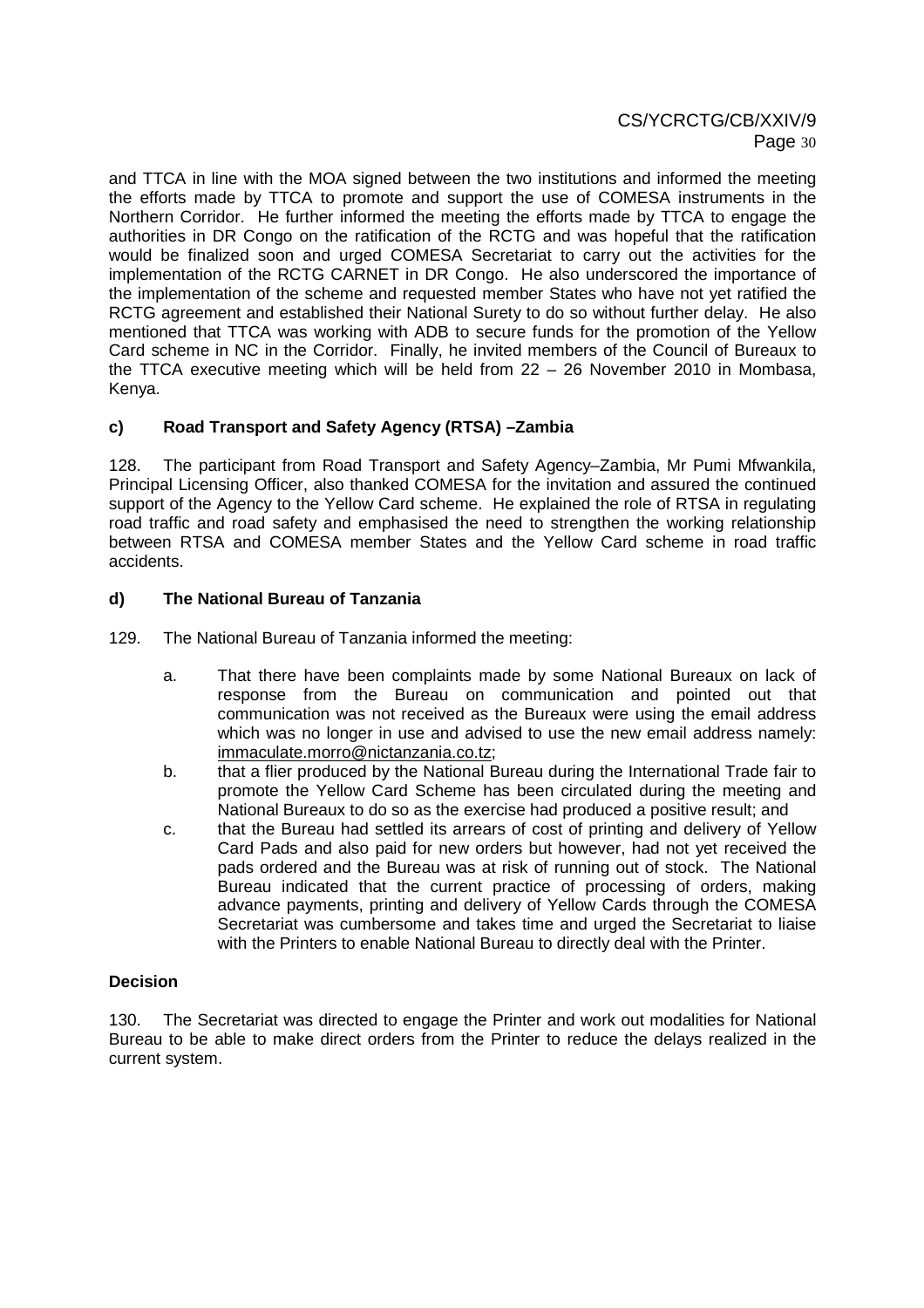and TTCA in line with the MOA signed between the two institutions and informed the meeting the efforts made by TTCA to promote and support the use of COMESA instruments in the Northern Corridor. He further informed the meeting the efforts made by TTCA to engage the authorities in DR Congo on the ratification of the RCTG and was hopeful that the ratification would be finalized soon and urged COMESA Secretariat to carry out the activities for the implementation of the RCTG CARNET in DR Congo. He also underscored the importance of the implementation of the scheme and requested member States who have not yet ratified the RCTG agreement and established their National Surety to do so without further delay. He also mentioned that TTCA was working with ADB to secure funds for the promotion of the Yellow Card scheme in NC in the Corridor. Finally, he invited members of the Council of Bureaux to the TTCA executive meeting which will be held from 22 – 26 November 2010 in Mombasa, Kenya.

### c) Road Transport and Safety Agency (RTSA) –Zambia

128. The participant from Road Transport and Safety Agency–Zambia, Mr Pumi Mfwankila, Principal Licensing Officer, also thanked COMESA for the invitation and assured the continued support of the Agency to the Yellow Card scheme. He explained the role of RTSA in regulating road traffic and road safety and emphasised the need to strengthen the working relationship between RTSA and COMESA member States and the Yellow Card scheme in road traffic accidents.

### d) The National Bureau of Tanzania

129. The National Bureau of Tanzania informed the meeting:

a. That there have been complaints made by some National Bureaux on lack of response from the Bureau on communication and pointed out that communication was not received as the Bureaux were using the email address which was no longer in use and advised to use the new email address namely: immaculate.morro@nictanzania.co.tz;

b. that a flier produced by the National Bureau during the International Trade fair to promote the Yellow Card Scheme has been circulated during the meeting and National Bureaux to do so as the exercise had produced a positive result; and

c. that the Bureau had settled its arrears of cost of printing and delivery of Yellow Card Pads and also paid for new orders but however, had not yet received the pads ordered and the Bureau was at risk of running out of stock. The National Bureau indicated that the current practice of processing of orders, making advance payments, printing and delivery of Yellow Cards through the COMESA Secretariat was cumbersome and takes time and urged the Secretariat to liaise with the Printers to enable National Bureau to directly deal with the Printer.

**Decision**

130. The Secretariat was directed to engage the Printer and work out modalities for National Bureau to be able to make direct orders from the Printer to reduce the delays realized in the current system.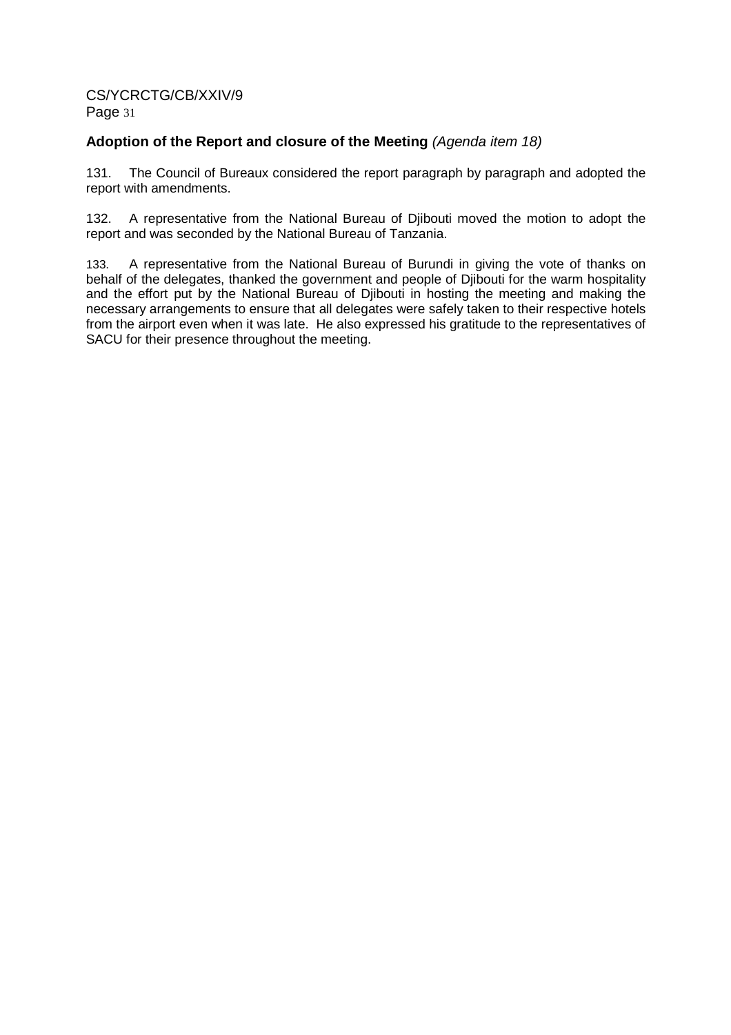## **Adoption of the Report and closure of the Meeting** *(Agenda item 18)*

131. The Council of Bureaux considered the report paragraph by paragraph and adopted the report with amendments.

132. A representative from the National Bureau of Djibouti moved the motion to adopt the report and was seconded by the National Bureau of Tanzania.

133. A representative from the National Bureau of Burundi in giving the vote of thanks on behalf of the delegates, thanked the government and people of Djibouti for the warm hospitality and the effort put by the National Bureau of Djibouti in hosting the meeting and making the necessary arrangements to ensure that all delegates were safely taken to their respective hotels from the airport even when it was late. He also expressed his gratitude to the representatives of SACU for their presence throughout the meeting.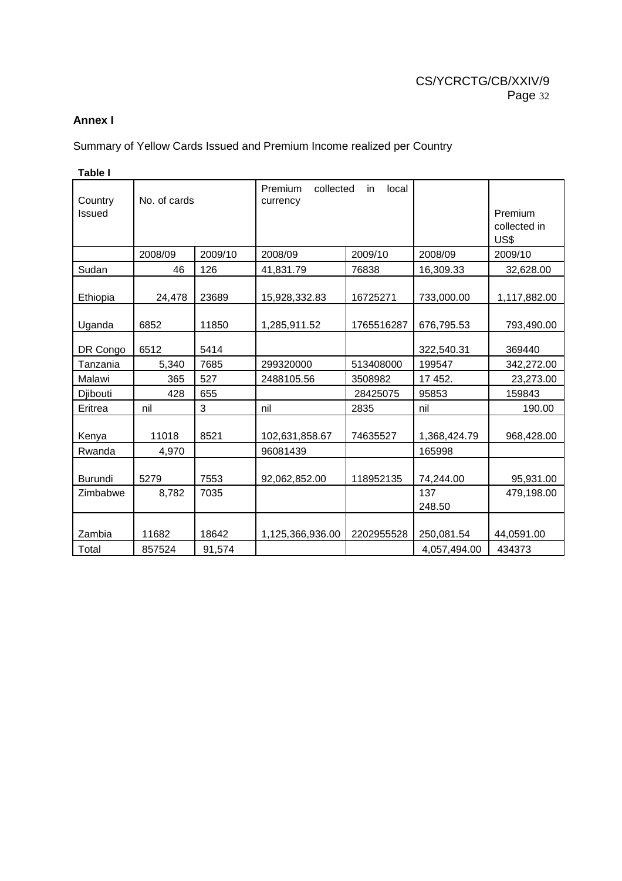**Annex I**

Summary of Yellow Cards Issued and Premium Income realized per Country

**Table I**

| Country Issued | No. of cards | | Premium collected in local currency | | | Premium collected in US$ |
|---|---|---|---|---|---|---|
| | 2008/09 | 2009/10 | 2008/09 | 2009/10 | 2008/09 | 2009/10 |
| Sudan | 46 | 126 | 41,831.79 | 76838 | 16,309.33 | 32,628.00 |
| Ethiopia | 24,478 | 23689 | 15,928,332.83 | 16725271 | 733,000.00 | 1,117,882.00 |
| Uganda | 6852 | 11850 | 1,285,911.52 | 1765516287 | 676,795.53 | 793,490.00 |
| DR Congo | 6512 | 5414 | | | 322,540.31 | 369440 |
| Tanzania | 5,340 | 7685 | 299320000 | 513408000 | 199547 | 342,272.00 |
| Malawi | 365 | 527 | 2488105.56 | 3508982 | 17 452. | 23,273.00 |
| Djibouti | 428 | 655 | | 28425075 | 95853 | 159843 |
| Eritrea | nil | 3 | nil | 2835 | nil | 190.00 |
| Kenya | 11018 | 8521 | 102,631,858.67 | 74635527 | 1,368,424.79 | 968,428.00 |
| Rwanda | 4,970 | | 96081439 | | 165998 | |
| Burundi | 5279 | 7553 | 92,062,852.00 | 118952135 | 74,244.00 | 95,931.00 |
| Zimbabwe | 8,782 | 7035 | | | 137 248.50 | 479,198.00 |
| Zambia | 11682 | 18642 | 1,125,366,936.00 | 2202955528 | 250,081.54 | 44,0591.00 |
| Total | 857524 | 91,574 | | | 4,057,494.00 | 434373 |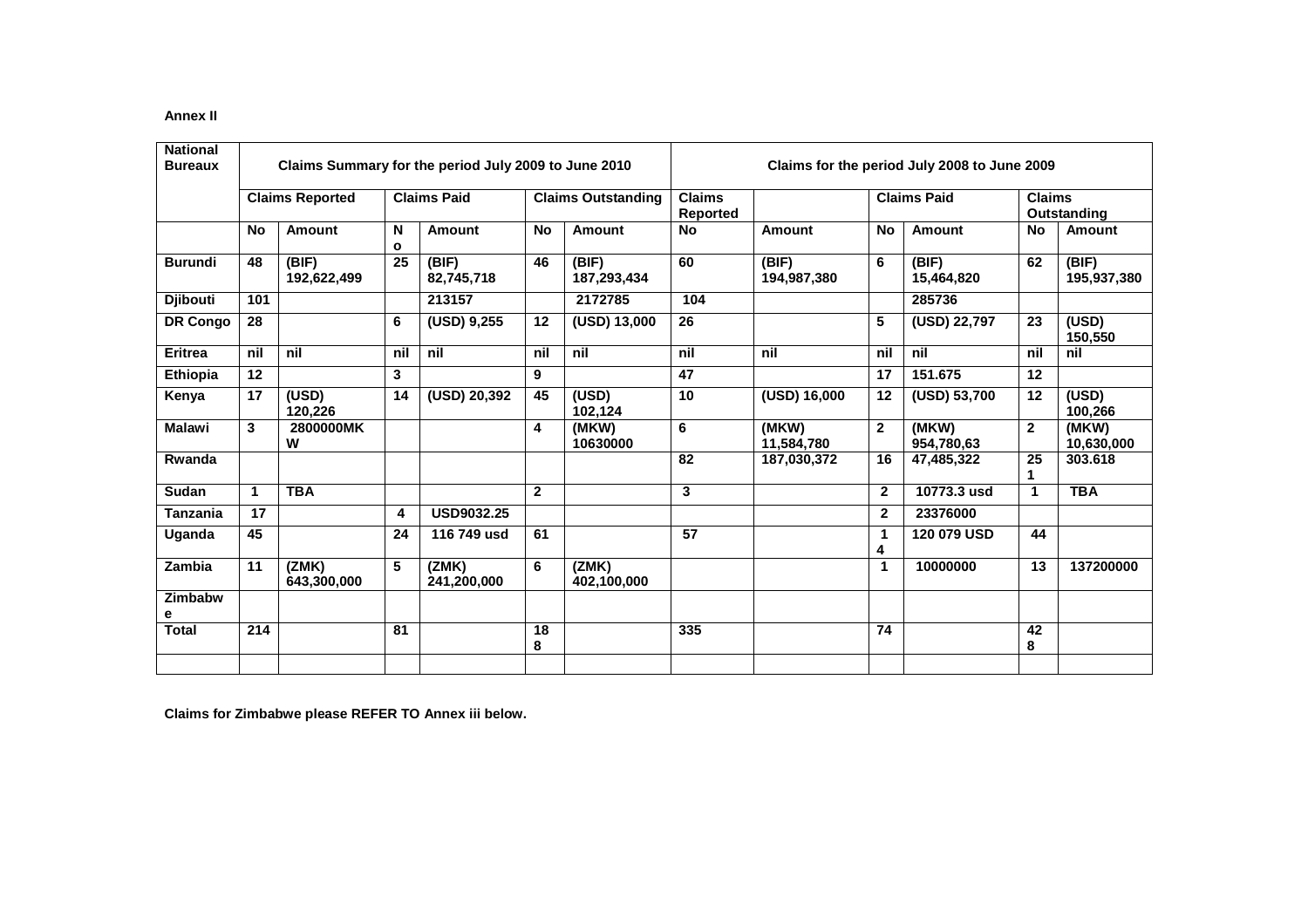**Annex II**

| National Bureaux | Claims Summary for the period July 2009 to June 2010 | | | | | | Claims for the period July 2008 to June 2009 | | | | | |
|---|---|---|---|---|---|---|---|---|---|---|---|---|
| | Claims Reported | | Claims Paid | | Claims Outstanding | | Claims Reported | | Claims Paid | | Claims Outstanding | |
| | No | Amount | No | Amount | No | Amount | No | Amount | No | Amount | No | Amount |
| Burundi | 48 | (BIF) 192,622,499 | 25 | (BIF) 82,745,718 | 46 | (BIF) 187,293,434 | 60 | (BIF) 194,987,380 | 6 | (BIF) 15,464,820 | 62 | (BIF) 195,937,380 |
| Djibouti | 101 | | | 213157 | | 2172785 | 104 | | | 285736 | | |
| DR Congo | 28 | | 6 | (USD) 9,255 | 12 | (USD) 13,000 | 26 | | 5 | (USD) 22,797 | 23 | (USD) 150,550 |
| Eritrea | nil | nil | nil | nil | nil | nil | nil | nil | nil | nil | nil | nil |
| Ethiopia | 12 | | 3 | | 9 | | 47 | | 17 | 151.675 | 12 | |
| Kenya | 17 | (USD) 120,226 | 14 | (USD) 20,392 | 45 | (USD) 102,124 | 10 | (USD) 16,000 | 12 | (USD) 53,700 | 12 | (USD) 100,266 |
| Malawi | 3 | 2800000MKW | | | 4 | (MKW) 10630000 | 6 | (MKW) 11,584,780 | 2 | (MKW) 954,780,63 | 2 | (MKW) 10,630,000 |
| Rwanda | | | | | | | 82 | 187,030,372 | 16 | 47,485,322 | 251 | 303.618 |
| Sudan | 1 | TBA | | | 2 | | 3 | | 2 | 10773.3 usd | 1 | TBA |
| Tanzania | 17 | | 4 | USD9032.25 | | | | | 2 | 23376000 | | |
| Uganda | 45 | | 24 | 116 749 usd | 61 | | 57 | | 14 | 120 079 USD | 44 | |
| Zambia | 11 | (ZMK) 643,300,000 | 5 | (ZMK) 241,200,000 | 6 | (ZMK) 402,100,000 | | | 1 | 10000000 | 13 | 137200000 |
| Zimbabwe | | | | | | | | | | | | |
| Total | 214 | | 81 | | 188 | | 335 | | 74 | | 428 | |
| | | | | | | | | | | | | |

**Claims for Zimbabwe please REFER TO Annex iii below.**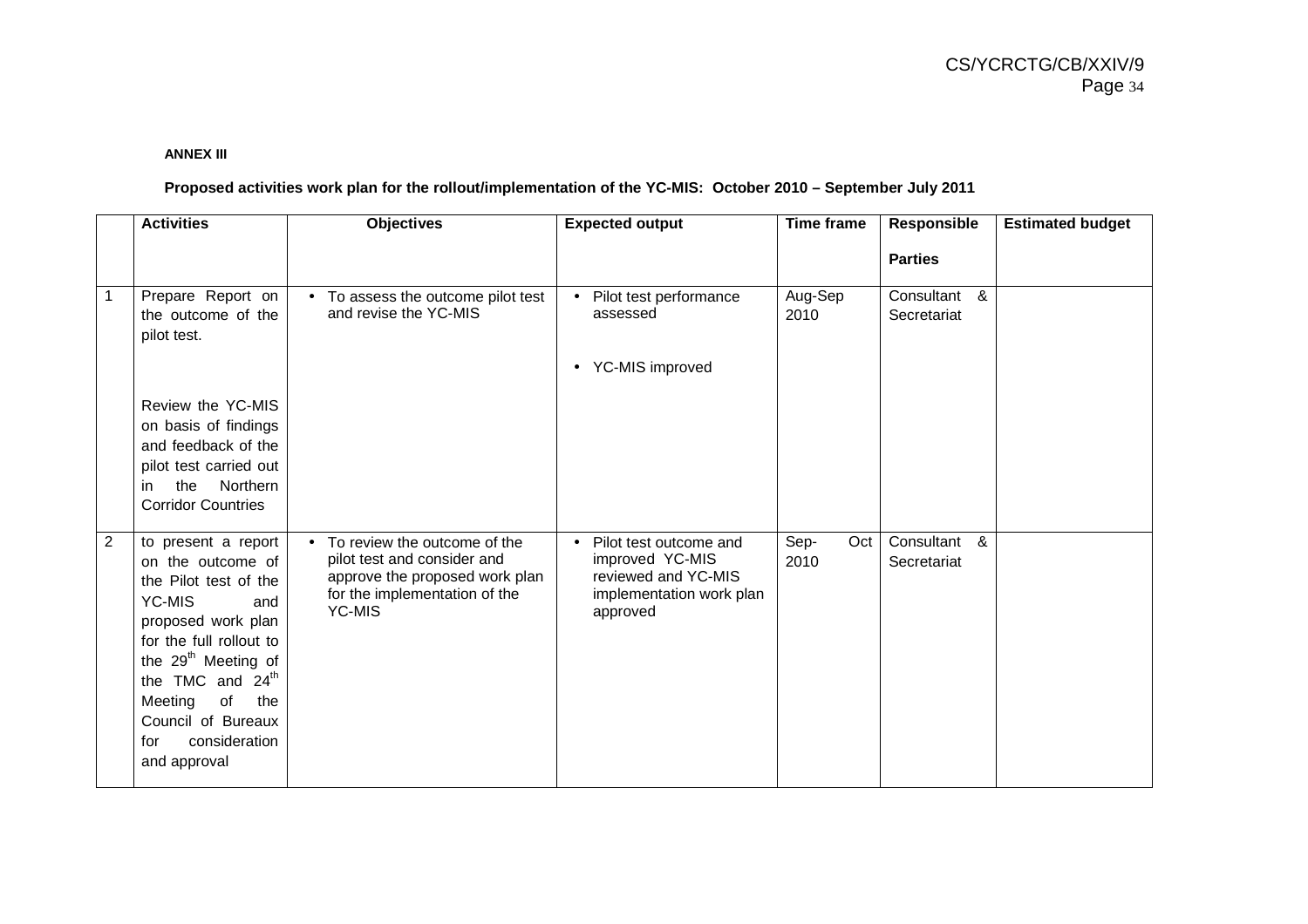**ANNEX III**

**Proposed activities work plan for the rollout/implementation of the YC-MIS: October 2010 – September July 2011**

| | Activities | Objectives | Expected output | Time frame | Responsible Parties | Estimated budget |
|---|---|---|---|---|---|---|
| 1 | Prepare Report on the outcome of the pilot test.<br><br>Review the YC-MIS on basis of findings and feedback of the pilot test carried out in the Northern Corridor Countries | • To assess the outcome pilot test and revise the YC-MIS | • Pilot test performance assessed<br>• YC-MIS improved | Aug-Sep 2010 | Consultant & Secretariat | |
| 2 | to present a report on the outcome of the Pilot test of the YC-MIS and proposed work plan for the full rollout to the 29th Meeting of the TMC and 24th Meeting of the Council of Bureaux for consideration and approval | • To review the outcome of the pilot test and consider and approve the proposed work plan for the implementation of the YC-MIS | • Pilot test outcome and improved YC-MIS reviewed and YC-MIS implementation work plan approved | Sep- Oct 2010 | Consultant & Secretariat | |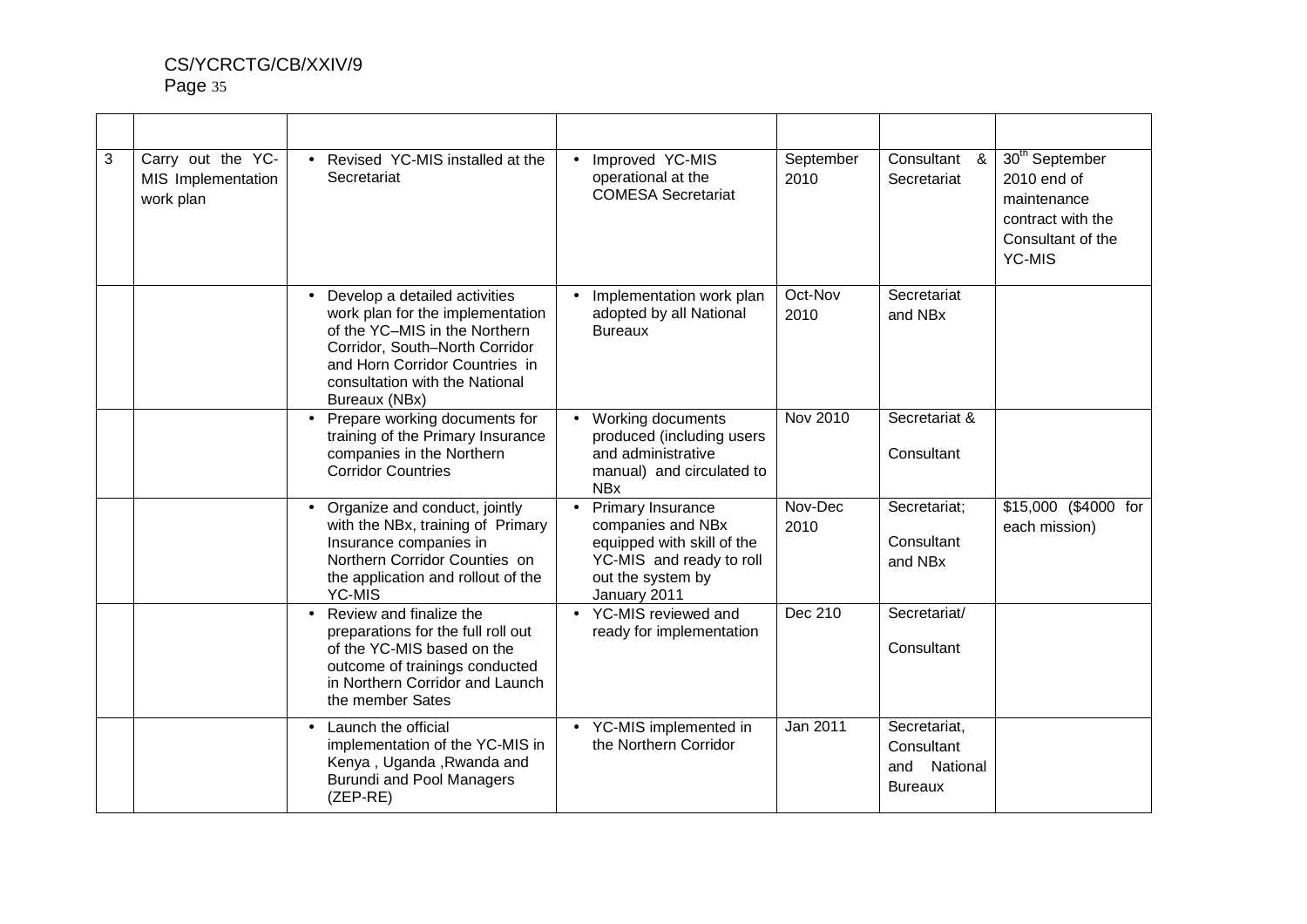|  |  |  |  |  |  |  |
|---|---|---|---|---|---|---|
| 3 | Carry out the YC-MIS Implementation work plan | • Revised YC-MIS installed at the Secretariat | • Improved YC-MIS operational at the COMESA Secretariat | September 2010 | Consultant & Secretariat | 30th September 2010 end of maintenance contract with the Consultant of the YC-MIS |
|  |  | • Develop a detailed activities work plan for the implementation of the YC–MIS in the Northern Corridor, South–North Corridor and Horn Corridor Countries in consultation with the National Bureaux (NBx) | • Implementation work plan adopted by all National Bureaux | Oct-Nov 2010 | Secretariat and NBx |  |
|  |  | • Prepare working documents for training of the Primary Insurance companies in the Northern Corridor Countries | • Working documents produced (including users and administrative manual) and circulated to NBx | Nov 2010 | Secretariat & Consultant |  |
|  |  | • Organize and conduct, jointly with the NBx, training of Primary Insurance companies in Northern Corridor Counties on the application and rollout of the YC-MIS | • Primary Insurance companies and NBx equipped with skill of the YC-MIS and ready to roll out the system by January 2011 | Nov-Dec 2010 | Secretariat; Consultant and NBx | $15,000 ($4000 for each mission) |
|  |  | • Review and finalize the preparations for the full roll out of the YC-MIS based on the outcome of trainings conducted in Northern Corridor and Launch the member Sates | • YC-MIS reviewed and ready for implementation | Dec 210 | Secretariat/ Consultant |  |
|  |  | • Launch the official implementation of the YC-MIS in Kenya , Uganda ,Rwanda and Burundi and Pool Managers (ZEP-RE) | • YC-MIS implemented in the Northern Corridor | Jan 2011 | Secretariat, Consultant and National Bureaux |  |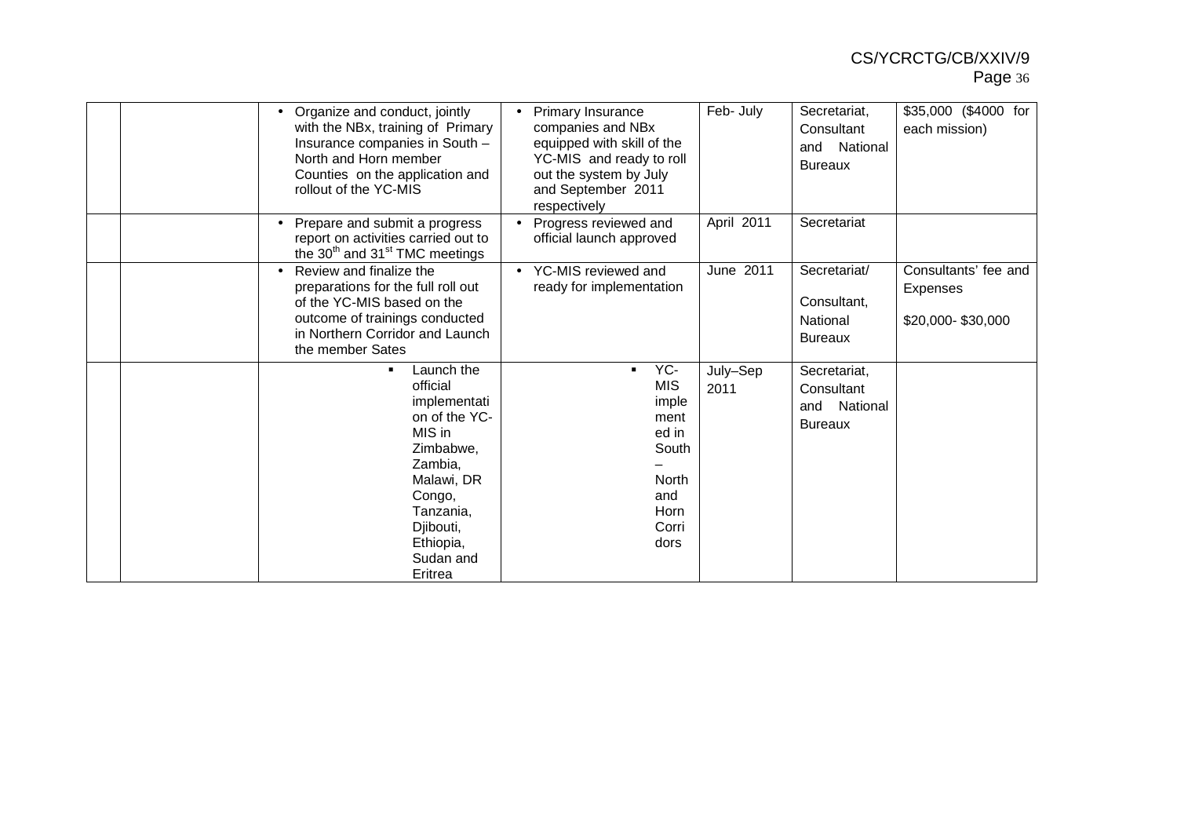| | | | | | | |
|---|---|---|---|---|---|---|
| | | • Organize and conduct, jointly with the NBx, training of Primary Insurance companies in South – North and Horn member Counties on the application and rollout of the YC-MIS | • Primary Insurance companies and NBx equipped with skill of the YC-MIS and ready to roll out the system by July and September 2011 respectively | Feb- July | Secretariat, Consultant and National Bureaux | $35,000 ($4000 for each mission) |
| | | • Prepare and submit a progress report on activities carried out to the 30th and 31st TMC meetings | • Progress reviewed and official launch approved | April 2011 | Secretariat | |
| | | • Review and finalize the preparations for the full roll out of the YC-MIS based on the outcome of trainings conducted in Northern Corridor and Launch the member Sates | • YC-MIS reviewed and ready for implementation | June 2011 | Secretariat/ Consultant, National Bureaux | Consultants' fee and Expenses $20,000- $30,000 |
| | | ▪ Launch the official implementation of the YC-MIS in Zimbabwe, Zambia, Malawi, DR Congo, Tanzania, Djibouti, Ethiopia, Sudan and Eritrea | ▪ YC-MIS implemented in South – North and Horn Corridors | July–Sep 2011 | Secretariat, Consultant and National Bureaux | |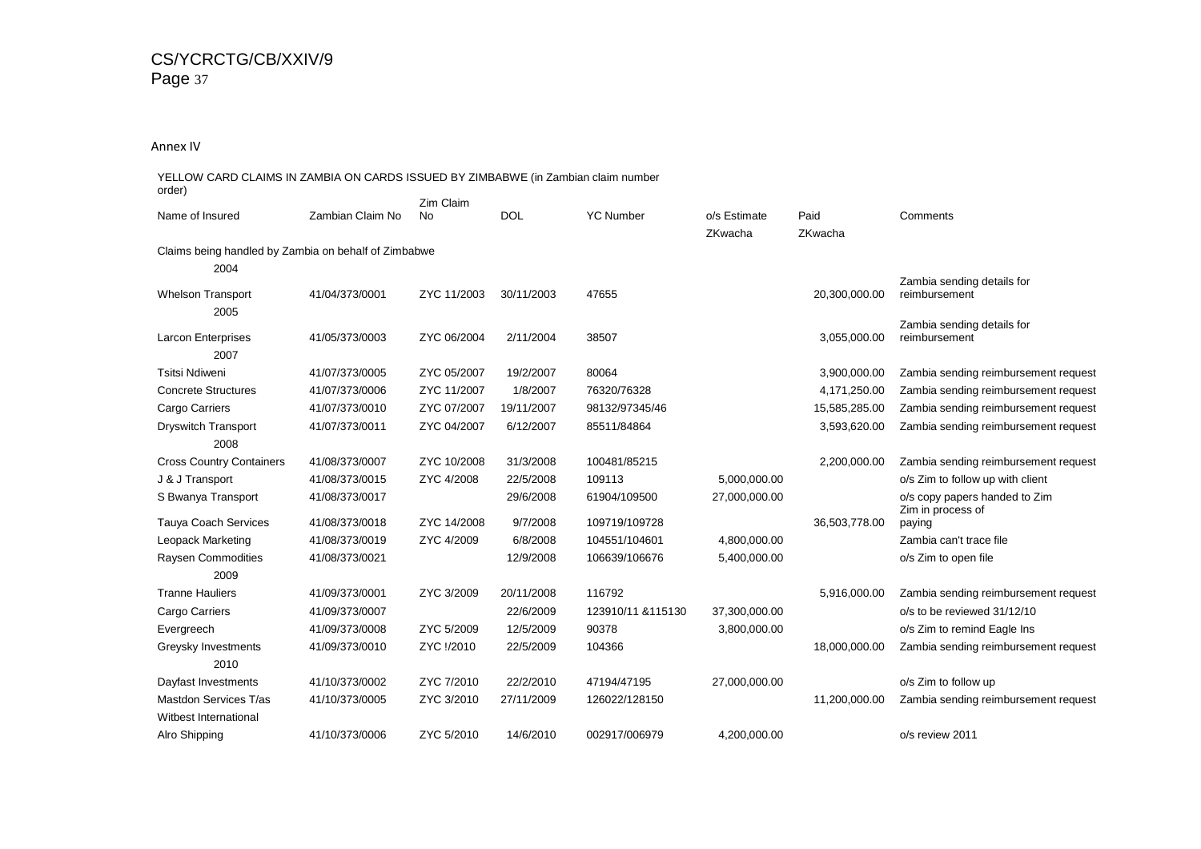Annex IV

YELLOW CARD CLAIMS IN ZAMBIA ON CARDS ISSUED BY ZIMBABWE (in Zambian claim number order)

| Name of Insured | Zambian Claim No | Zim Claim No | DOL | YC Number | o/s Estimate ZKwacha | Paid ZKwacha | Comments |
|---|---|---|---|---|---|---|---|
| Claims being handled by Zambia on behalf of Zimbabwe | | | | | | | |
| 2004 | | | | | | | |
| Whelson Transport | 41/04/373/0001 | ZYC 11/2003 | 30/11/2003 | 47655 | | 20,300,000.00 | Zambia sending details for reimbursement |
| 2005 | | | | | | | |
| Larcon Enterprises | 41/05/373/0003 | ZYC 06/2004 | 2/11/2004 | 38507 | | 3,055,000.00 | Zambia sending details for reimbursement |
| 2007 | | | | | | | |
| Tsitsi Ndiweni | 41/07/373/0005 | ZYC 05/2007 | 19/2/2007 | 80064 | | 3,900,000.00 | Zambia sending reimbursement request |
| Concrete Structures | 41/07/373/0006 | ZYC 11/2007 | 1/8/2007 | 76320/76328 | | 4,171,250.00 | Zambia sending reimbursement request |
| Cargo Carriers | 41/07/373/0010 | ZYC 07/2007 | 19/11/2007 | 98132/97345/46 | | 15,585,285.00 | Zambia sending reimbursement request |
| Dryswitch Transport | 41/07/373/0011 | ZYC 04/2007 | 6/12/2007 | 85511/84864 | | 3,593,620.00 | Zambia sending reimbursement request |
| 2008 | | | | | | | |
| Cross Country Containers | 41/08/373/0007 | ZYC 10/2008 | 31/3/2008 | 100481/85215 | | 2,200,000.00 | Zambia sending reimbursement request |
| J & J Transport | 41/08/373/0015 | ZYC 4/2008 | 22/5/2008 | 109113 | 5,000,000.00 | | o/s Zim to follow up with client |
| S Bwanya Transport | 41/08/373/0017 | | 29/6/2008 | 61904/109500 | 27,000,000.00 | | o/s copy papers handed to Zim |
| Tauya Coach Services | 41/08/373/0018 | ZYC 14/2008 | 9/7/2008 | 109719/109728 | | 36,503,778.00 | Zim in process of paying |
| Leopack Marketing | 41/08/373/0019 | ZYC 4/2009 | 6/8/2008 | 104551/104601 | 4,800,000.00 | | Zambia can't trace file |
| Raysen Commodities | 41/08/373/0021 | | 12/9/2008 | 106639/106676 | 5,400,000.00 | | o/s Zim to open file |
| 2009 | | | | | | | |
| Tranne Hauliers | 41/09/373/0001 | ZYC 3/2009 | 20/11/2008 | 116792 | | 5,916,000.00 | Zambia sending reimbursement request |
| Cargo Carriers | 41/09/373/0007 | | 22/6/2009 | 123910/11 &115130 | 37,300,000.00 | | o/s to be reviewed 31/12/10 |
| Evergreech | 41/09/373/0008 | ZYC 5/2009 | 12/5/2009 | 90378 | 3,800,000.00 | | o/s Zim to remind Eagle Ins |
| Greysky Investments | 41/09/373/0010 | ZYC !/2010 | 22/5/2009 | 104366 | | 18,000,000.00 | Zambia sending reimbursement request |
| 2010 | | | | | | | |
| Dayfast Investments | 41/10/373/0002 | ZYC 7/2010 | 22/2/2010 | 47194/47195 | 27,000,000.00 | | o/s Zim to follow up |
| Mastdon Services T/as Witbest International | 41/10/373/0005 | ZYC 3/2010 | 27/11/2009 | 126022/128150 | | 11,200,000.00 | Zambia sending reimbursement request |
| Alro Shipping | 41/10/373/0006 | ZYC 5/2010 | 14/6/2010 | 002917/006979 | 4,200,000.00 | | o/s review 2011 |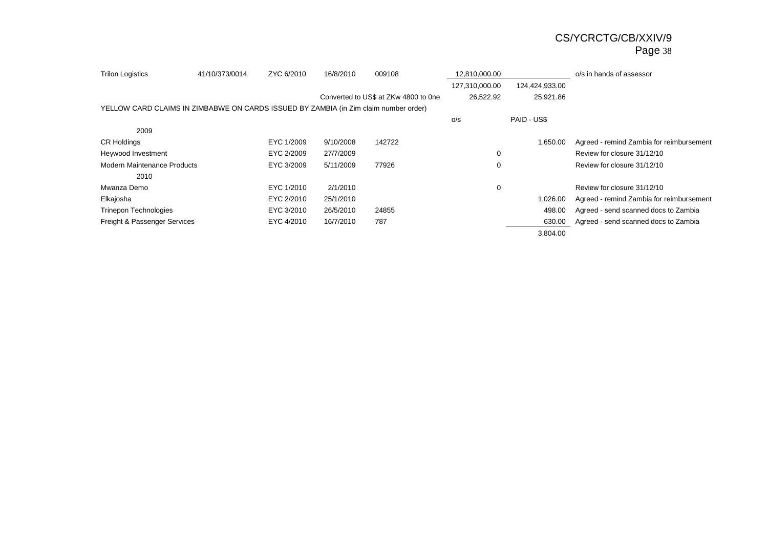| | | | | | | | |
|---|---|---|---|---|---|---|---|
| Trilon Logistics | 41/10/373/0014 | ZYC 6/2010 | 16/8/2010 | 009108 | 12,810,000.00 | | o/s in hands of assessor |
| | | | | | 127,310,000.00 | 124,424,933.00 | |
| | | | | Converted to US$ at ZKw 4800 to 0ne | 26,522.92 | 25,921.86 | |

YELLOW CARD CLAIMS IN ZIMBABWE ON CARDS ISSUED BY ZAMBIA (in Zim claim number order)

| | | | | o/s | PAID - US$ | |
|---|---|---|---|---|---|---|
| 2009 | | | | | | |
| CR Holdings | EYC 1/2009 | 9/10/2008 | 142722 | | 1,650.00 | Agreed - remind Zambia for reimbursement |
| Heywood Investment | EYC 2/2009 | 27/7/2009 | | 0 | | Review for closure 31/12/10 |
| Modern Maintenance Products | EYC 3/2009 | 5/11/2009 | 77926 | 0 | | Review for closure 31/12/10 |
| 2010 | | | | | | |
| Mwanza Demo | EYC 1/2010 | 2/1/2010 | | 0 | | Review for closure 31/12/10 |
| Elkajosha | EYC 2/2010 | 25/1/2010 | | | 1,026.00 | Agreed - remind Zambia for reimbursement |
| Trinepon Technologies | EYC 3/2010 | 26/5/2010 | 24855 | | 498.00 | Agreed - send scanned docs to Zambia |
| Freight & Passenger Services | EYC 4/2010 | 16/7/2010 | 787 | | 630.00 | Agreed - send scanned docs to Zambia |
| | | | | | 3,804.00 | |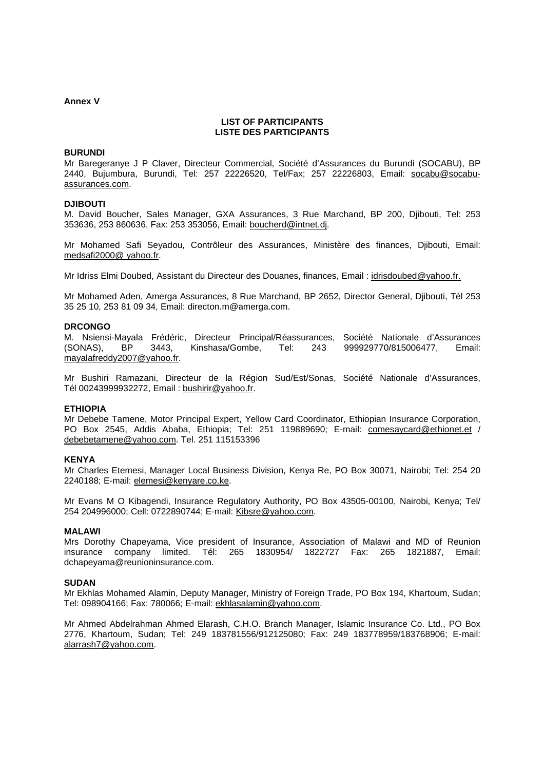**Annex V**

**LIST OF PARTICIPANTS**
**LISTE DES PARTICIPANTS**

**BURUNDI**
Mr Baregeranye J P Claver, Directeur Commercial, Société d'Assurances du Burundi (SOCABU), BP 2440, Bujumbura, Burundi, Tel: 257 22226520, Tel/Fax; 257 22226803, Email: socabu@socabu-assurances.com.

**DJIBOUTI**
M. David Boucher, Sales Manager, GXA Assurances, 3 Rue Marchand, BP 200, Djibouti, Tel: 253 353636, 253 860636, Fax: 253 353056, Email: boucherd@intnet.dj.

Mr Mohamed Safi Seyadou, Contrôleur des Assurances, Ministère des finances, Djibouti, Email: medsafi2000@ yahoo.fr.

Mr Idriss Elmi Doubed, Assistant du Directeur des Douanes, finances, Email : idrisdoubed@yahoo.fr.

Mr Mohamed Aden, Amerga Assurances, 8 Rue Marchand, BP 2652, Director General, Djibouti, Tél 253 35 25 10, 253 81 09 34, Email: directon.m@amerga.com.

**DRCONGO**
M. Nsiensi-Mayala Frédéric, Directeur Principal/Réassurances, Société Nationale d'Assurances (SONAS), BP 3443, Kinshasa/Gombe, Tel: 243 999929770/815006477, Email: mayalafreddy2007@yahoo.fr.

Mr Bushiri Ramazani, Directeur de la Région Sud/Est/Sonas, Société Nationale d'Assurances, Tél 00243999932272, Email : bushirir@yahoo.fr.

**ETHIOPIA**
Mr Debebe Tamene, Motor Principal Expert, Yellow Card Coordinator, Ethiopian Insurance Corporation, PO Box 2545, Addis Ababa, Ethiopia; Tel: 251 119889690; E-mail: comesaycard@ethionet.et / debebetamene@yahoo.com. Tel. 251 115153396

**KENYA**
Mr Charles Etemesi, Manager Local Business Division, Kenya Re, PO Box 30071, Nairobi; Tel: 254 20 2240188; E-mail: elemesi@kenyare.co.ke.

Mr Evans M O Kibagendi, Insurance Regulatory Authority, PO Box 43505-00100, Nairobi, Kenya; Tel/ 254 204996000; Cell: 0722890744; E-mail: Kibsre@yahoo.com.

**MALAWI**
Mrs Dorothy Chapeyama, Vice president of Insurance, Association of Malawi and MD of Reunion insurance company limited. Tél: 265 1830954/ 1822727 Fax: 265 1821887, Email: dchapeyama@reunioninsurance.com.

**SUDAN**
Mr Ekhlas Mohamed Alamin, Deputy Manager, Ministry of Foreign Trade, PO Box 194, Khartoum, Sudan; Tel: 098904166; Fax: 780066; E-mail: ekhlasalamin@yahoo.com.

Mr Ahmed Abdelrahman Ahmed Elarash, C.H.O. Branch Manager, Islamic Insurance Co. Ltd., PO Box 2776, Khartoum, Sudan; Tel: 249 183781556/912125080; Fax: 249 183778959/183768906; E-mail: alarrash7@yahoo.com.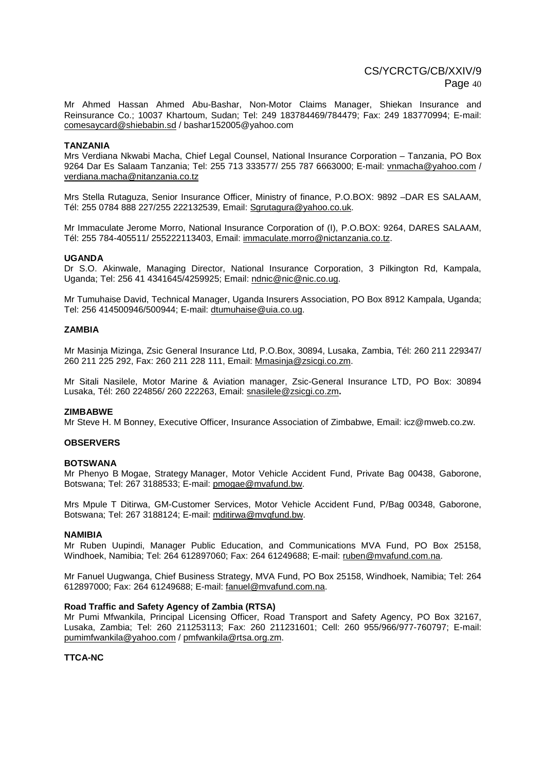Mr Ahmed Hassan Ahmed Abu-Bashar, Non-Motor Claims Manager, Shiekan Insurance and Reinsurance Co.; 10037 Khartoum, Sudan; Tel: 249 183784469/784479; Fax: 249 183770994; E-mail: comesaycard@shiebabin.sd / bashar152005@yahoo.com

**TANZANIA**

Mrs Verdiana Nkwabi Macha, Chief Legal Counsel, National Insurance Corporation – Tanzania, PO Box 9264 Dar Es Salaam Tanzania; Tel: 255 713 333577/ 255 787 6663000; E-mail: vnmacha@yahoo.com / verdiana.macha@nitanzania.co.tz

Mrs Stella Rutaguza, Senior Insurance Officer, Ministry of finance, P.O.BOX: 9892 –DAR ES SALAAM, Tél: 255 0784 888 227/255 222132539, Email: Sgrutagura@yahoo.co.uk.

Mr Immaculate Jerome Morro, National Insurance Corporation of (I), P.O.BOX: 9264, DARES SALAAM, Tél: 255 784-405511/ 255222113403, Email: immaculate.morro@nictanzania.co.tz.

**UGANDA**

Dr S.O. Akinwale, Managing Director, National Insurance Corporation, 3 Pilkington Rd, Kampala, Uganda; Tel: 256 41 4341645/4259925; Email: ndnic@nic@nic.co.ug.

Mr Tumuhaise David, Technical Manager, Uganda Insurers Association, PO Box 8912 Kampala, Uganda; Tel: 256 414500946/500944; E-mail: dtumuhaise@uia.co.ug.

**ZAMBIA**

Mr Masinja Mizinga, Zsic General Insurance Ltd, P.O.Box, 30894, Lusaka, Zambia, Tél: 260 211 229347/ 260 211 225 292, Fax: 260 211 228 111, Email: Mmasinja@zsicgi.co.zm.

Mr Sitali Nasilele, Motor Marine & Aviation manager, Zsic-General Insurance LTD, PO Box: 30894 Lusaka, Tél: 260 224856/ 260 222263, Email: snasilele@zsicgi.co.zm**.**

**ZIMBABWE**

Mr Steve H. M Bonney, Executive Officer, Insurance Association of Zimbabwe, Email: icz@mweb.co.zw.

**OBSERVERS**

**BOTSWANA**

Mr Phenyo B Mogae, Strategy Manager, Motor Vehicle Accident Fund, Private Bag 00438, Gaborone, Botswana; Tel: 267 3188533; E-mail: pmogae@mvafund.bw.

Mrs Mpule T Ditirwa, GM-Customer Services, Motor Vehicle Accident Fund, P/Bag 00348, Gaborone, Botswana; Tel: 267 3188124; E-mail: mditirwa@mvqfund.bw.

**NAMIBIA**

Mr Ruben Uupindi, Manager Public Education, and Communications MVA Fund, PO Box 25158, Windhoek, Namibia; Tel: 264 612897060; Fax: 264 61249688; E-mail: ruben@mvafund.com.na.

Mr Fanuel Uugwanga, Chief Business Strategy, MVA Fund, PO Box 25158, Windhoek, Namibia; Tel: 264 612897000; Fax: 264 61249688; E-mail: fanuel@mvafund.com.na.

**Road Traffic and Safety Agency of Zambia (RTSA)**

Mr Pumi Mfwankila, Principal Licensing Officer, Road Transport and Safety Agency, PO Box 32167, Lusaka, Zambia; Tel: 260 211253113; Fax: 260 211231601; Cell: 260 955/966/977-760797; E-mail: pumimfwankila@yahoo.com / pmfwankila@rtsa.org.zm.

**TTCA-NC**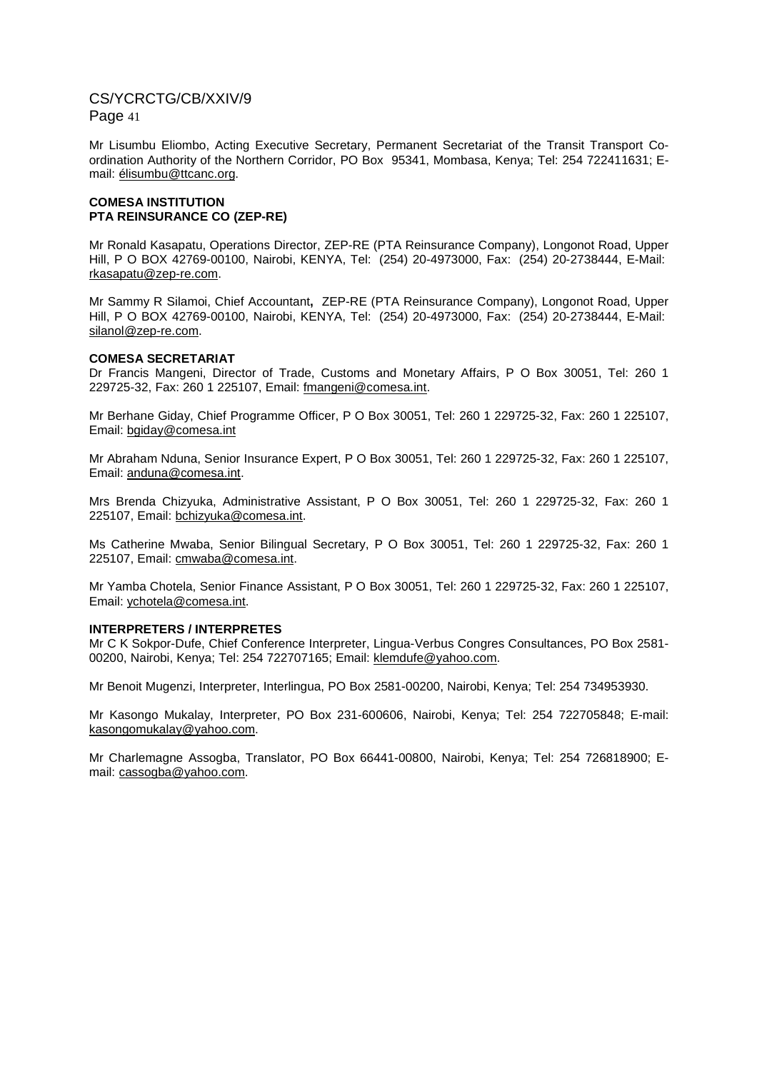Mr Lisumbu Eliombo, Acting Executive Secretary, Permanent Secretariat of the Transit Transport Co-ordination Authority of the Northern Corridor, PO Box 95341, Mombasa, Kenya; Tel: 254 722411631; E-mail: élisumbu@ttcanc.org.

**COMESA INSTITUTION**
**PTA REINSURANCE CO (ZEP-RE)**

Mr Ronald Kasapatu, Operations Director, ZEP-RE (PTA Reinsurance Company), Longonot Road, Upper Hill, P O BOX 42769-00100, Nairobi, KENYA, Tel: (254) 20-4973000, Fax: (254) 20-2738444, E-Mail: rkasapatu@zep-re.com.

Mr Sammy R Silamoi, Chief Accountant**,** ZEP-RE (PTA Reinsurance Company), Longonot Road, Upper Hill, P O BOX 42769-00100, Nairobi, KENYA, Tel: (254) 20-4973000, Fax: (254) 20-2738444, E-Mail: silanol@zep-re.com.

**COMESA SECRETARIAT**

Dr Francis Mangeni, Director of Trade, Customs and Monetary Affairs, P O Box 30051, Tel: 260 1 229725-32, Fax: 260 1 225107, Email: fmangeni@comesa.int.

Mr Berhane Giday, Chief Programme Officer, P O Box 30051, Tel: 260 1 229725-32, Fax: 260 1 225107, Email: bgiday@comesa.int

Mr Abraham Nduna, Senior Insurance Expert, P O Box 30051, Tel: 260 1 229725-32, Fax: 260 1 225107, Email: anduna@comesa.int.

Mrs Brenda Chizyuka, Administrative Assistant, P O Box 30051, Tel: 260 1 229725-32, Fax: 260 1 225107, Email: bchizyuka@comesa.int.

Ms Catherine Mwaba, Senior Bilingual Secretary, P O Box 30051, Tel: 260 1 229725-32, Fax: 260 1 225107, Email: cmwaba@comesa.int.

Mr Yamba Chotela, Senior Finance Assistant, P O Box 30051, Tel: 260 1 229725-32, Fax: 260 1 225107, Email: ychotela@comesa.int.

**INTERPRETERS / INTERPRETES**

Mr C K Sokpor-Dufe, Chief Conference Interpreter, Lingua-Verbus Congres Consultances, PO Box 2581-00200, Nairobi, Kenya; Tel: 254 722707165; Email: klemdufe@yahoo.com.

Mr Benoit Mugenzi, Interpreter, Interlingua, PO Box 2581-00200, Nairobi, Kenya; Tel: 254 734953930.

Mr Kasongo Mukalay, Interpreter, PO Box 231-600606, Nairobi, Kenya; Tel: 254 722705848; E-mail: kasongomukalay@yahoo.com.

Mr Charlemagne Assogba, Translator, PO Box 66441-00800, Nairobi, Kenya; Tel: 254 726818900; E-mail: cassogba@yahoo.com.